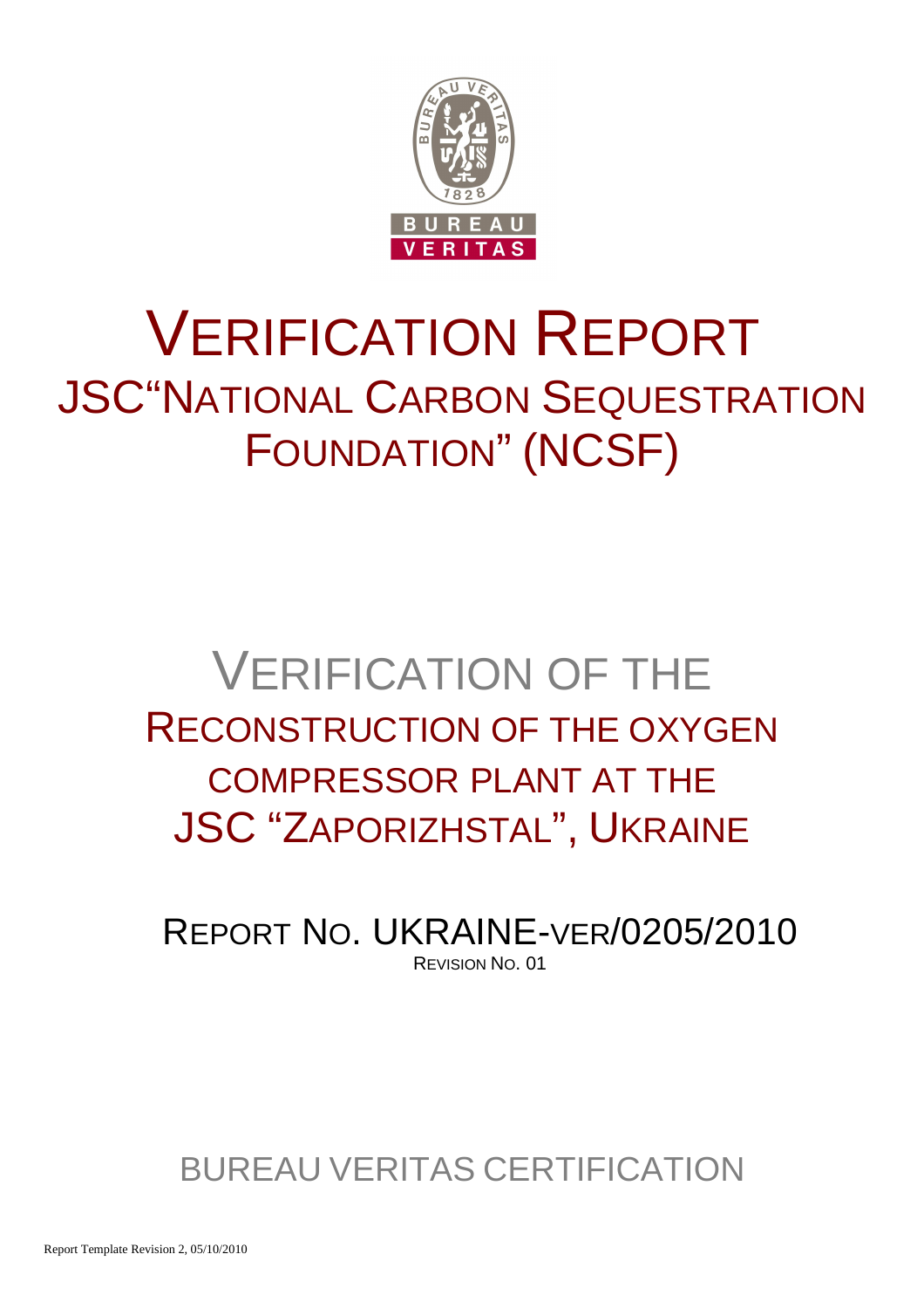# VERIFICATION REPORT

## JSC"NATIONAL CARBON SEQUESTRATION FOUNDATION" (NCSF)

# VERIFICATION OF THE RECONSTRUCTION OF THE OXYGEN COMPRESSOR PLANT AT THE JSC "ZAPORIZHSTAL", UKRAINE

REPORT NO. UKRAINE-VER/0205/2010

REVISION NO. 01

BUREAU VERITAS CERTIFICATION

Report Template Revision 2, 05/10/2010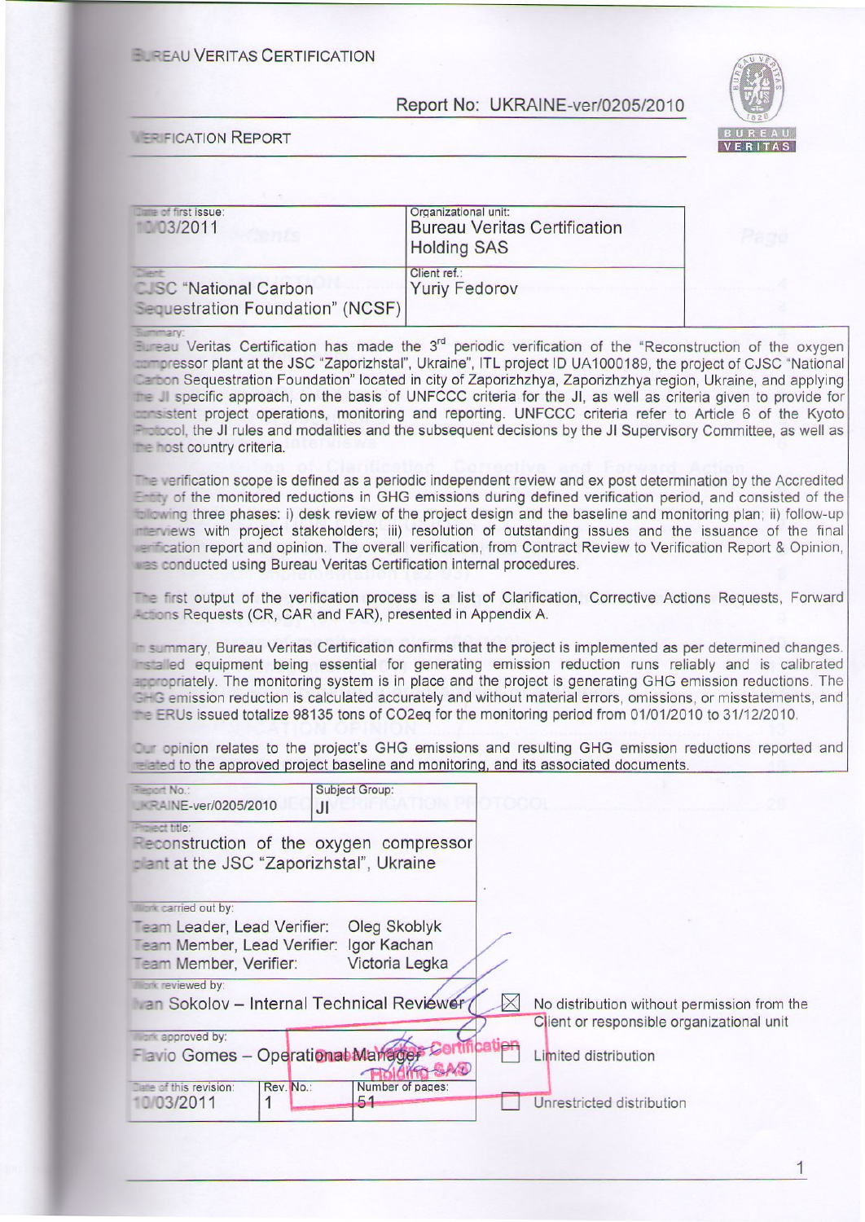BUREAU VERITAS CERTIFICATION

Report No: UKRAINE-ver/0205/2010

VERIFICATION REPORT

| Date of first issue: 10/03/2011 | Organizational unit: Bureau Veritas Certification Holding SAS |
|---|---|
| Client: CJSC "National Carbon Sequestration Foundation" (NCSF) | Client ref.: Yuriy Fedorov |

Summary:

Bureau Veritas Certification has made the 3[rd] periodic verification of the "Reconstruction of the oxygen compressor plant at the JSC "Zaporizhstal", Ukraine", ITL project ID UA1000189, the project of CJSC "National Carbon Sequestration Foundation" located in city of Zaporizhzhya, Zaporizhzhya region, Ukraine, and applying the JI specific approach, on the basis of UNFCCC criteria for the JI, as well as criteria given to provide for consistent project operations, monitoring and reporting. UNFCCC criteria refer to Article 6 of the Kyoto Protocol, the JI rules and modalities and the subsequent decisions by the JI Supervisory Committee, as well as the host country criteria.

The verification scope is defined as a periodic independent review and ex post determination by the Accredited Entity of the monitored reductions in GHG emissions during defined verification period, and consisted of the following three phases: i) desk review of the project design and the baseline and monitoring plan; ii) follow-up interviews with project stakeholders; iii) resolution of outstanding issues and the issuance of the final verification report and opinion. The overall verification, from Contract Review to Verification Report & Opinion, was conducted using Bureau Veritas Certification internal procedures.

The first output of the verification process is a list of Clarification, Corrective Actions Requests, Forward Actions Requests (CR, CAR and FAR), presented in Appendix A.

In summary, Bureau Veritas Certification confirms that the project is implemented as per determined changes. Installed equipment being essential for generating emission reduction runs reliably and is calibrated appropriately. The monitoring system is in place and the project is generating GHG emission reductions. The GHG emission reduction is calculated accurately and without material errors, omissions, or misstatements, and the ERUs issued totalize 98135 tons of $CO_2eq$ for the monitoring period from 01/01/2010 to 31/12/2010.

Our opinion relates to the project's GHG emissions and resulting GHG emission reductions reported and related to the approved project baseline and monitoring, and its associated documents.

| Report No.: UKRAINE-ver/0205/2010 | Subject Group: JI |
|---|---|
| Project title: Reconstruction of the oxygen compressor plant at the JSC "Zaporizhstal", Ukraine | |

Work carried out by:
Team Leader, Lead Verifier: Oleg Skoblyk
Team Member, Lead Verifier: Igor Kachan
Team Member, Verifier: Victoria Legka

Work reviewed by:
Ivan Sokolov – Internal Technical Reviewer

Work approved by:
Flavio Gomes – Operational Manager

| Date of this revision: 10/03/2011 | Rev. No.: 1 | Number of pages: 51 |
|---|---|---|

☒ No distribution without permission from the Client or responsible organizational unit

☐ Limited distribution

☐ Unrestricted distribution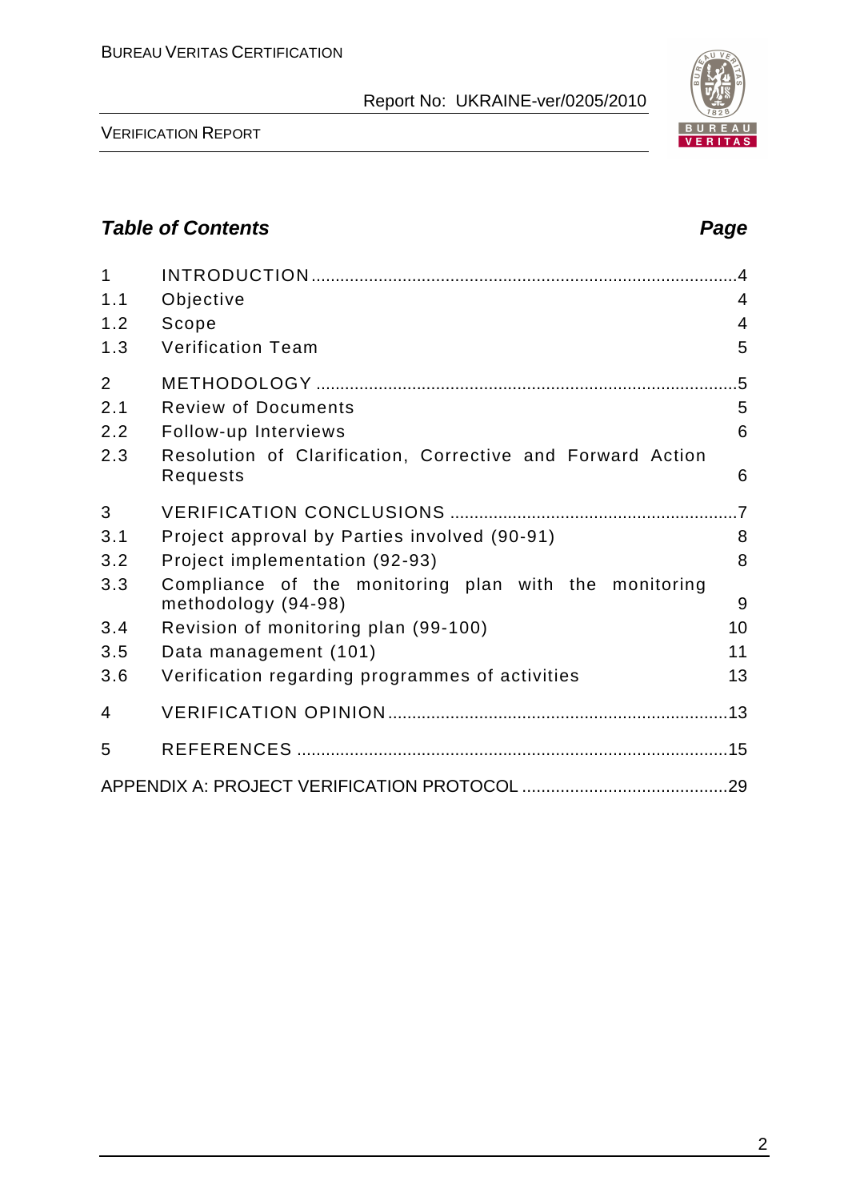## Table of Contents

**Page**

| | | |
|---|---|---|
| 1 | INTRODUCTION | 4 |
| 1.1 | Objective | 4 |
| 1.2 | Scope | 4 |
| 1.3 | Verification Team | 5 |
| 2 | METHODOLOGY | 5 |
| 2.1 | Review of Documents | 5 |
| 2.2 | Follow-up Interviews | 6 |
| 2.3 | Resolution of Clarification, Corrective and Forward Action Requests | 6 |
| 3 | VERIFICATION CONCLUSIONS | 7 |
| 3.1 | Project approval by Parties involved (90-91) | 8 |
| 3.2 | Project implementation (92-93) | 8 |
| 3.3 | Compliance of the monitoring plan with the monitoring methodology (94-98) | 9 |
| 3.4 | Revision of monitoring plan (99-100) | 10 |
| 3.5 | Data management (101) | 11 |
| 3.6 | Verification regarding programmes of activities | 13 |
| 4 | VERIFICATION OPINION | 13 |
| 5 | REFERENCES | 15 |
| | APPENDIX A: PROJECT VERIFICATION PROTOCOL | 29 |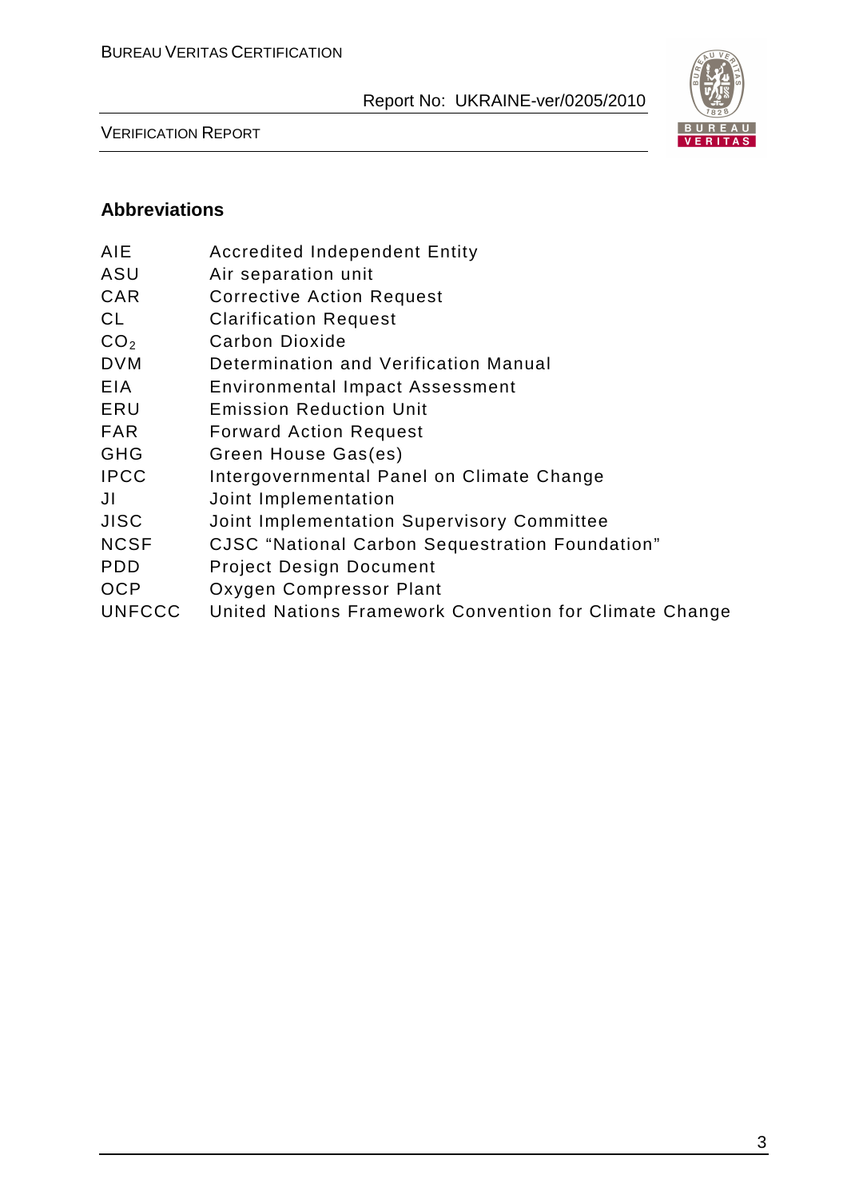## Abbreviations

| | |
|---|---|
| AIE | Accredited Independent Entity |
| ASU | Air separation unit |
| CAR | Corrective Action Request |
| CL | Clarification Request |
| $CO_2$ | Carbon Dioxide |
| DVM | Determination and Verification Manual |
| EIA | Environmental Impact Assessment |
| ERU | Emission Reduction Unit |
| FAR | Forward Action Request |
| GHG | Green House Gas(es) |
| IPCC | Intergovernmental Panel on Climate Change |
| JI | Joint Implementation |
| JISC | Joint Implementation Supervisory Committee |
| NCSF | CJSC "National Carbon Sequestration Foundation" |
| PDD | Project Design Document |
| OCP | Oxygen Compressor Plant |
| UNFCCC | United Nations Framework Convention for Climate Change |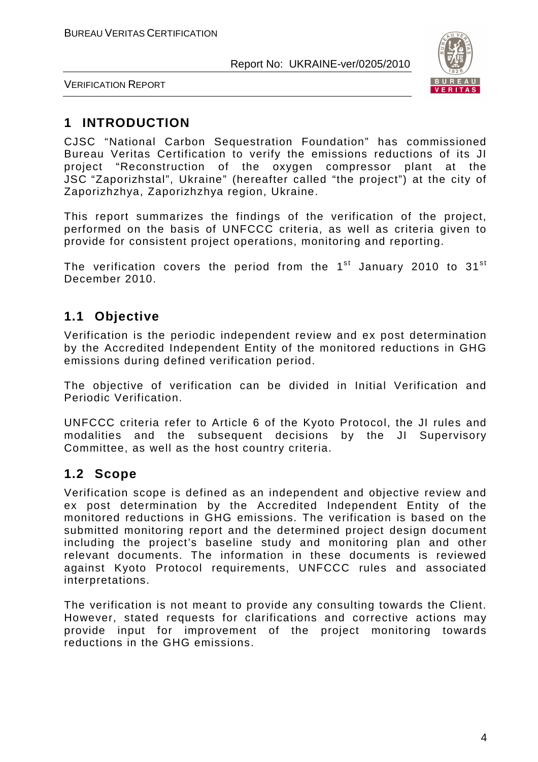# 1 INTRODUCTION

CJSC "National Carbon Sequestration Foundation" has commissioned Bureau Veritas Certification to verify the emissions reductions of its JI project "Reconstruction of the oxygen compressor plant at the JSC "Zaporizhstal", Ukraine" (hereafter called "the project") at the city of Zaporizhzhya, Zaporizhzhya region, Ukraine.

This report summarizes the findings of the verification of the project, performed on the basis of UNFCCC criteria, as well as criteria given to provide for consistent project operations, monitoring and reporting.

The verification covers the period from the 1st January 2010 to 31st December 2010.

## 1.1 Objective

Verification is the periodic independent review and ex post determination by the Accredited Independent Entity of the monitored reductions in GHG emissions during defined verification period.

The objective of verification can be divided in Initial Verification and Periodic Verification.

UNFCCC criteria refer to Article 6 of the Kyoto Protocol, the JI rules and modalities and the subsequent decisions by the JI Supervisory Committee, as well as the host country criteria.

## 1.2 Scope

Verification scope is defined as an independent and objective review and ex post determination by the Accredited Independent Entity of the monitored reductions in GHG emissions. The verification is based on the submitted monitoring report and the determined project design document including the project's baseline study and monitoring plan and other relevant documents. The information in these documents is reviewed against Kyoto Protocol requirements, UNFCCC rules and associated interpretations.

The verification is not meant to provide any consulting towards the Client. However, stated requests for clarifications and corrective actions may provide input for improvement of the project monitoring towards reductions in the GHG emissions.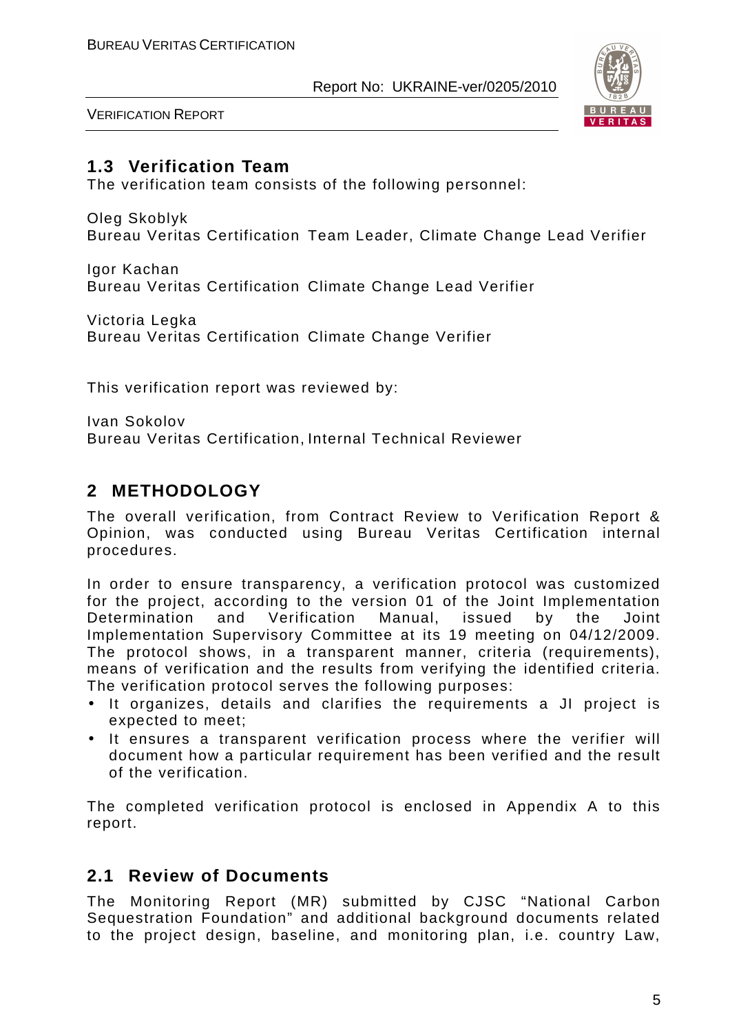## 1.3 Verification Team

The verification team consists of the following personnel:

Oleg Skoblyk
Bureau Veritas Certification Team Leader, Climate Change Lead Verifier

Igor Kachan
Bureau Veritas Certification Climate Change Lead Verifier

Victoria Legka
Bureau Veritas Certification Climate Change Verifier

This verification report was reviewed by:

Ivan Sokolov
Bureau Veritas Certification, Internal Technical Reviewer

# 2 METHODOLOGY

The overall verification, from Contract Review to Verification Report & Opinion, was conducted using Bureau Veritas Certification internal procedures.

In order to ensure transparency, a verification protocol was customized for the project, according to the version 01 of the Joint Implementation Determination and Verification Manual, issued by the Joint Implementation Supervisory Committee at its 19 meeting on 04/12/2009. The protocol shows, in a transparent manner, criteria (requirements), means of verification and the results from verifying the identified criteria. The verification protocol serves the following purposes:

- It organizes, details and clarifies the requirements a JI project is expected to meet;
- It ensures a transparent verification process where the verifier will document how a particular requirement has been verified and the result of the verification.

The completed verification protocol is enclosed in Appendix A to this report.

## 2.1 Review of Documents

The Monitoring Report (MR) submitted by CJSC "National Carbon Sequestration Foundation" and additional background documents related to the project design, baseline, and monitoring plan, i.e. country Law,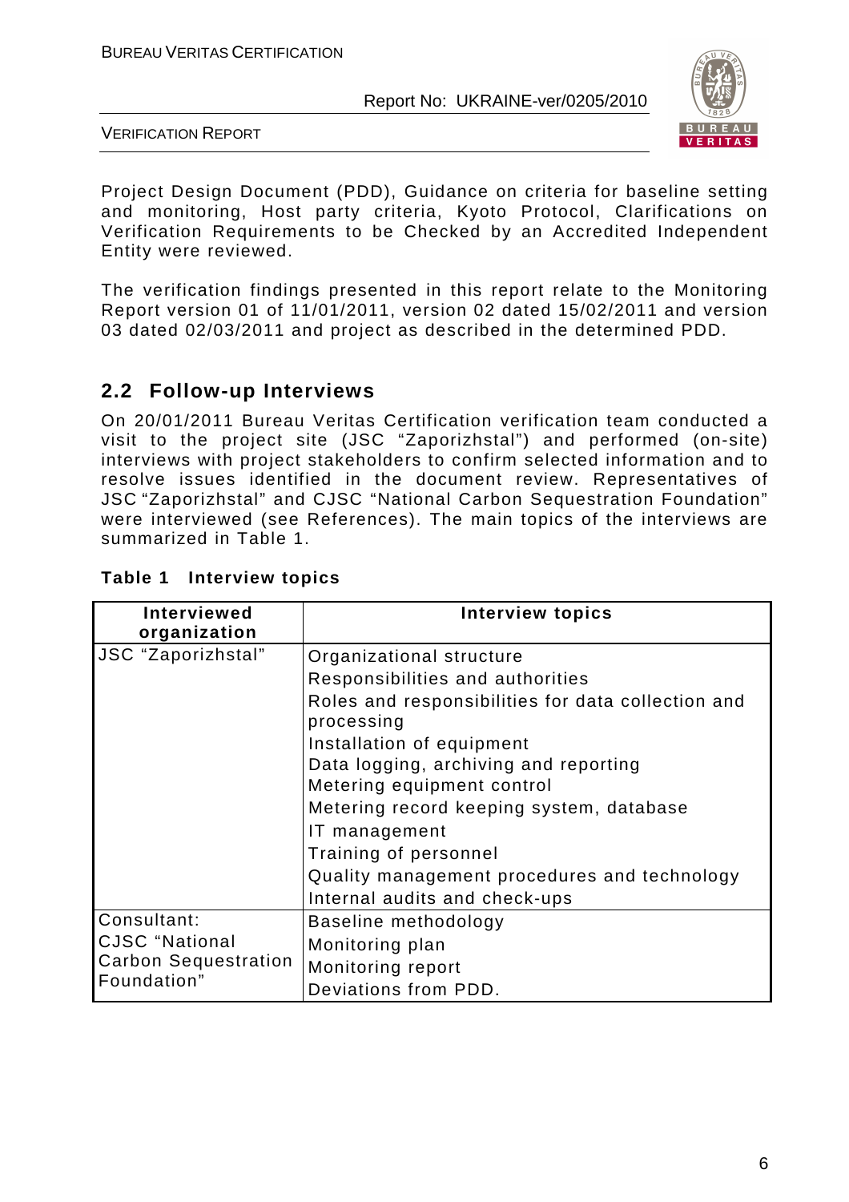Project Design Document (PDD), Guidance on criteria for baseline setting and monitoring, Host party criteria, Kyoto Protocol, Clarifications on Verification Requirements to be Checked by an Accredited Independent Entity were reviewed.

The verification findings presented in this report relate to the Monitoring Report version 01 of 11/01/2011, version 02 dated 15/02/2011 and version 03 dated 02/03/2011 and project as described in the determined PDD.

## 2.2 Follow-up Interviews

On 20/01/2011 Bureau Veritas Certification verification team conducted a visit to the project site (JSC "Zaporizhstal") and performed (on-site) interviews with project stakeholders to confirm selected information and to resolve issues identified in the document review. Representatives of JSC "Zaporizhstal" and CJSC "National Carbon Sequestration Foundation" were interviewed (see References). The main topics of the interviews are summarized in Table 1.

**Table 1 Interview topics**

| Interviewed organization | Interview topics |
|---|---|
| JSC "Zaporizhstal" | Organizational structure<br>Responsibilities and authorities<br>Roles and responsibilities for data collection and processing<br>Installation of equipment<br>Data logging, archiving and reporting<br>Metering equipment control<br>Metering record keeping system, database<br>IT management<br>Training of personnel<br>Quality management procedures and technology<br>Internal audits and check-ups |
| Consultant: CJSC "National Carbon Sequestration Foundation" | Baseline methodology<br>Monitoring plan<br>Monitoring report<br>Deviations from PDD. |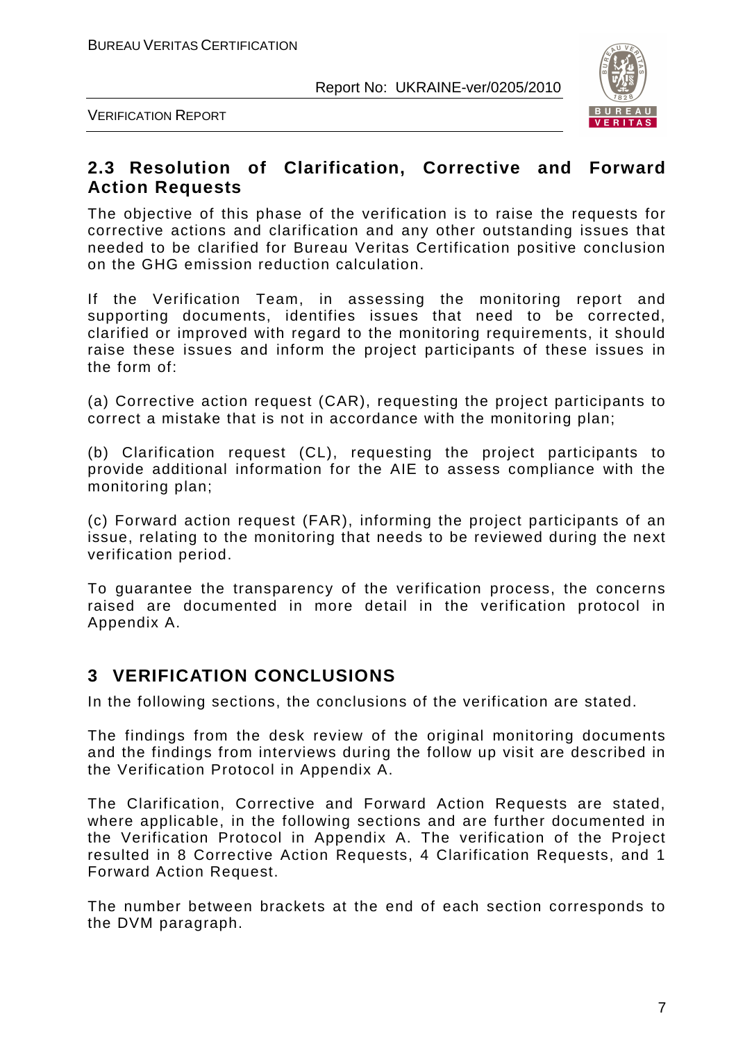## 2.3 Resolution of Clarification, Corrective and Forward Action Requests

The objective of this phase of the verification is to raise the requests for corrective actions and clarification and any other outstanding issues that needed to be clarified for Bureau Veritas Certification positive conclusion on the GHG emission reduction calculation.

If the Verification Team, in assessing the monitoring report and supporting documents, identifies issues that need to be corrected, clarified or improved with regard to the monitoring requirements, it should raise these issues and inform the project participants of these issues in the form of:

(a) Corrective action request (CAR), requesting the project participants to correct a mistake that is not in accordance with the monitoring plan;

(b) Clarification request (CL), requesting the project participants to provide additional information for the AIE to assess compliance with the monitoring plan;

(c) Forward action request (FAR), informing the project participants of an issue, relating to the monitoring that needs to be reviewed during the next verification period.

To guarantee the transparency of the verification process, the concerns raised are documented in more detail in the verification protocol in Appendix A.

# 3 VERIFICATION CONCLUSIONS

In the following sections, the conclusions of the verification are stated.

The findings from the desk review of the original monitoring documents and the findings from interviews during the follow up visit are described in the Verification Protocol in Appendix A.

The Clarification, Corrective and Forward Action Requests are stated, where applicable, in the following sections and are further documented in the Verification Protocol in Appendix A. The verification of the Project resulted in 8 Corrective Action Requests, 4 Clarification Requests, and 1 Forward Action Request.

The number between brackets at the end of each section corresponds to the DVM paragraph.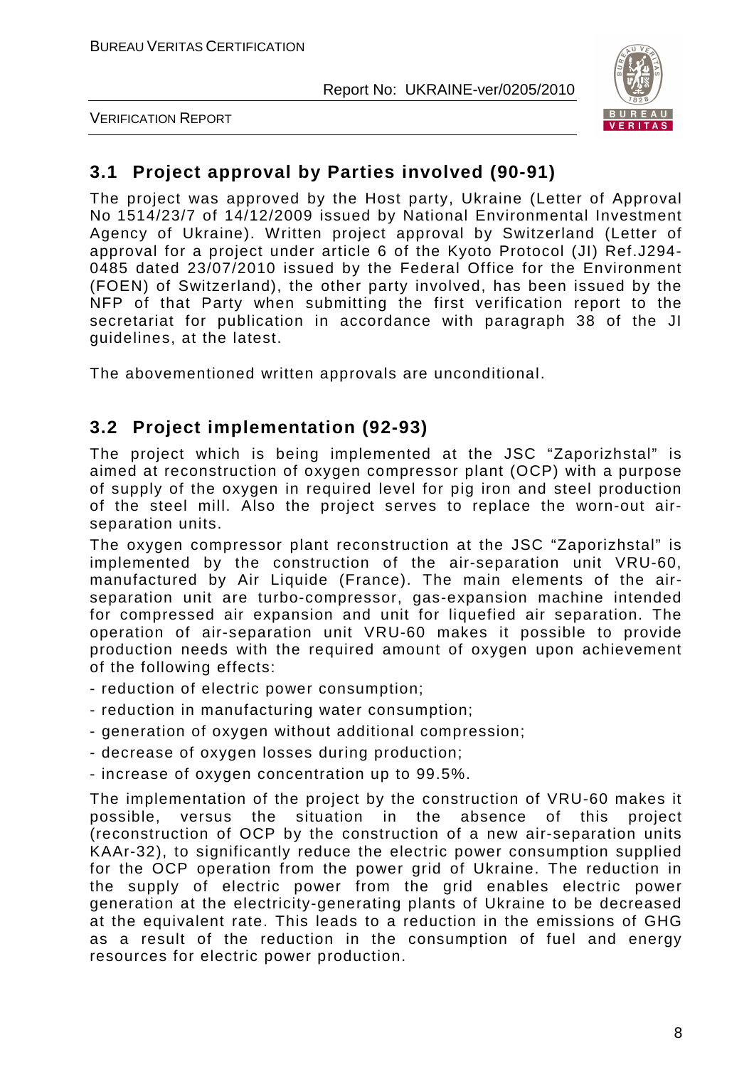## 3.1 Project approval by Parties involved (90-91)

The project was approved by the Host party, Ukraine (Letter of Approval No 1514/23/7 of 14/12/2009 issued by National Environmental Investment Agency of Ukraine). Written project approval by Switzerland (Letter of approval for a project under article 6 of the Kyoto Protocol (JI) Ref.J294-0485 dated 23/07/2010 issued by the Federal Office for the Environment (FOEN) of Switzerland), the other party involved, has been issued by the NFP of that Party when submitting the first verification report to the secretariat for publication in accordance with paragraph 38 of the JI guidelines, at the latest.

The abovementioned written approvals are unconditional.

## 3.2 Project implementation (92-93)

The project which is being implemented at the JSC "Zaporizhstal" is aimed at reconstruction of oxygen compressor plant (OCP) with a purpose of supply of the oxygen in required level for pig iron and steel production of the steel mill. Also the project serves to replace the worn-out air-separation units.

The oxygen compressor plant reconstruction at the JSC "Zaporizhstal" is implemented by the construction of the air-separation unit VRU-60, manufactured by Air Liquide (France). The main elements of the air-separation unit are turbo-compressor, gas-expansion machine intended for compressed air expansion and unit for liquefied air separation. The operation of air-separation unit VRU-60 makes it possible to provide production needs with the required amount of oxygen upon achievement of the following effects:

- reduction of electric power consumption;
- reduction in manufacturing water consumption;
- generation of oxygen without additional compression;
- decrease of oxygen losses during production;
- increase of oxygen concentration up to 99.5%.

The implementation of the project by the construction of VRU-60 makes it possible, versus the situation in the absence of this project (reconstruction of OCP by the construction of a new air-separation units KAAr-32), to significantly reduce the electric power consumption supplied for the OCP operation from the power grid of Ukraine. The reduction in the supply of electric power from the grid enables electric power generation at the electricity-generating plants of Ukraine to be decreased at the equivalent rate. This leads to a reduction in the emissions of GHG as a result of the reduction in the consumption of fuel and energy resources for electric power production.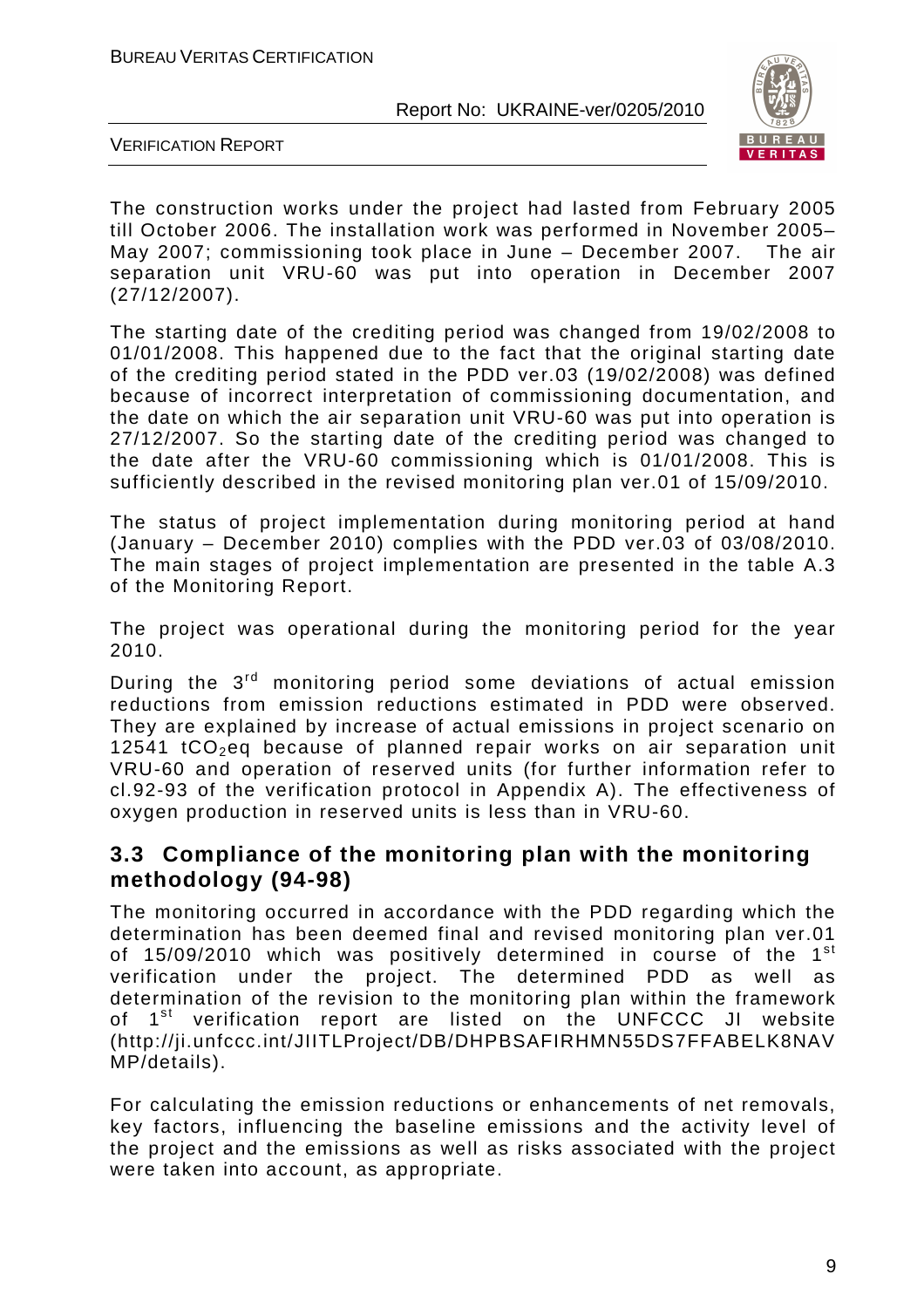The construction works under the project had lasted from February 2005 till October 2006. The installation work was performed in November 2005–May 2007; commissioning took place in June – December 2007. The air separation unit VRU-60 was put into operation in December 2007 (27/12/2007).

The starting date of the crediting period was changed from 19/02/2008 to 01/01/2008. This happened due to the fact that the original starting date of the crediting period stated in the PDD ver.03 (19/02/2008) was defined because of incorrect interpretation of commissioning documentation, and the date on which the air separation unit VRU-60 was put into operation is 27/12/2007. So the starting date of the crediting period was changed to the date after the VRU-60 commissioning which is 01/01/2008. This is sufficiently described in the revised monitoring plan ver.01 of 15/09/2010.

The status of project implementation during monitoring period at hand (January – December 2010) complies with the PDD ver.03 of 03/08/2010. The main stages of project implementation are presented in the table A.3 of the Monitoring Report.

The project was operational during the monitoring period for the year 2010.

During the 3rd monitoring period some deviations of actual emission reductions from emission reductions estimated in PDD were observed. They are explained by increase of actual emissions in project scenario on 12541 $tCO_2eq$ because of planned repair works on air separation unit VRU-60 and operation of reserved units (for further information refer to cl.92-93 of the verification protocol in Appendix A). The effectiveness of oxygen production in reserved units is less than in VRU-60.

## 3.3 Compliance of the monitoring plan with the monitoring methodology (94-98)

The monitoring occurred in accordance with the PDD regarding which the determination has been deemed final and revised monitoring plan ver.01 of 15/09/2010 which was positively determined in course of the 1st verification under the project. The determined PDD as well as determination of the revision to the monitoring plan within the framework of 1st verification report are listed on the UNFCCC JI website (http://ji.unfccc.int/JIITLProject/DB/DHPBSAFIRHMN55DS7FFABELK8NAVMP/details).

For calculating the emission reductions or enhancements of net removals, key factors, influencing the baseline emissions and the activity level of the project and the emissions as well as risks associated with the project were taken into account, as appropriate.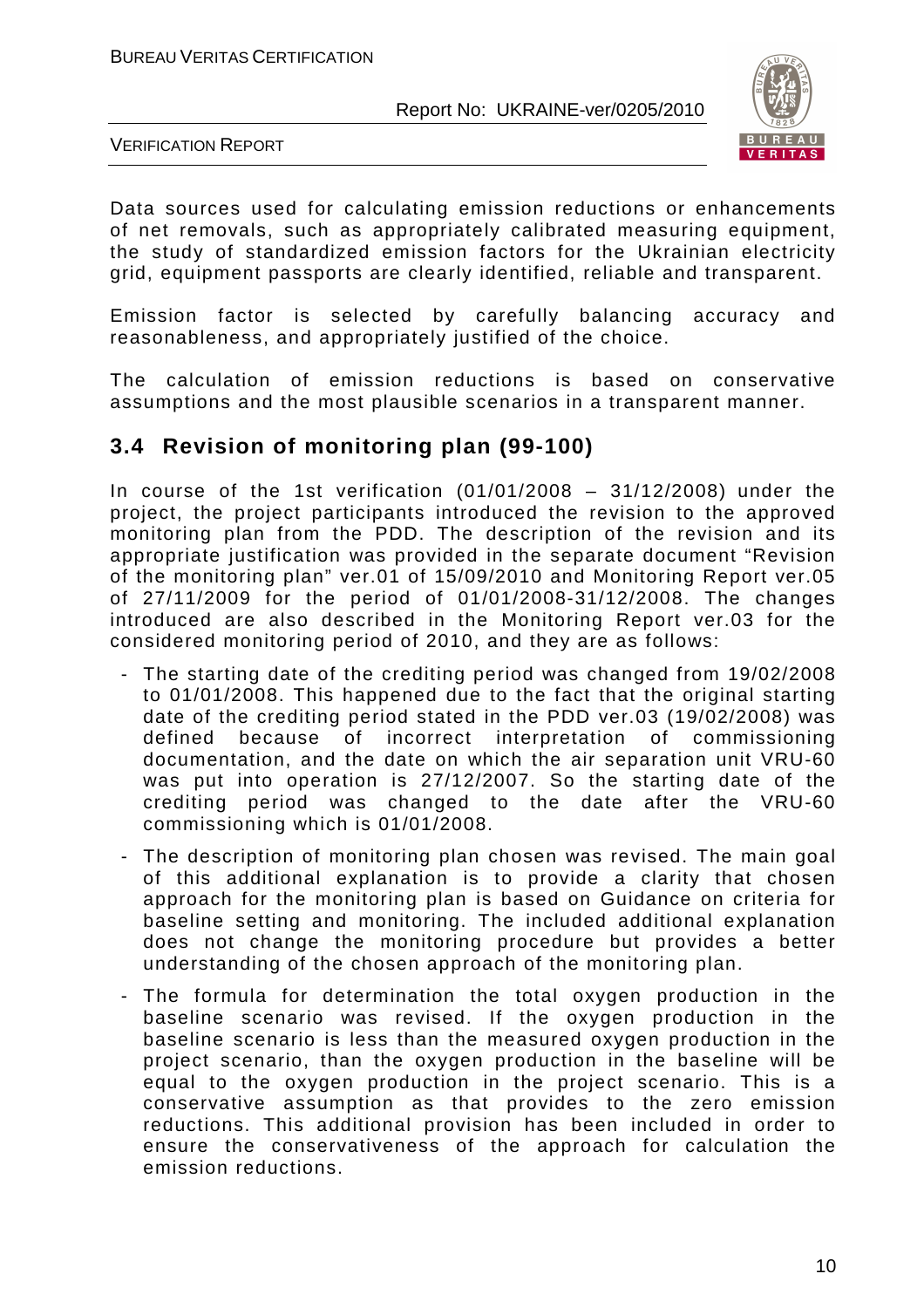Data sources used for calculating emission reductions or enhancements of net removals, such as appropriately calibrated measuring equipment, the study of standardized emission factors for the Ukrainian electricity grid, equipment passports are clearly identified, reliable and transparent.

Emission factor is selected by carefully balancing accuracy and reasonableness, and appropriately justified of the choice.

The calculation of emission reductions is based on conservative assumptions and the most plausible scenarios in a transparent manner.

## 3.4 Revision of monitoring plan (99-100)

In course of the 1st verification (01/01/2008 – 31/12/2008) under the project, the project participants introduced the revision to the approved monitoring plan from the PDD. The description of the revision and its appropriate justification was provided in the separate document "Revision of the monitoring plan" ver.01 of 15/09/2010 and Monitoring Report ver.05 of 27/11/2009 for the period of 01/01/2008-31/12/2008. The changes introduced are also described in the Monitoring Report ver.03 for the considered monitoring period of 2010, and they are as follows:

- The starting date of the crediting period was changed from 19/02/2008 to 01/01/2008. This happened due to the fact that the original starting date of the crediting period stated in the PDD ver.03 (19/02/2008) was defined because of incorrect interpretation of commissioning documentation, and the date on which the air separation unit VRU-60 was put into operation is 27/12/2007. So the starting date of the crediting period was changed to the date after the VRU-60 commissioning which is 01/01/2008.
- The description of monitoring plan chosen was revised. The main goal of this additional explanation is to provide a clarity that chosen approach for the monitoring plan is based on Guidance on criteria for baseline setting and monitoring. The included additional explanation does not change the monitoring procedure but provides a better understanding of the chosen approach of the monitoring plan.
- The formula for determination the total oxygen production in the baseline scenario was revised. If the oxygen production in the baseline scenario is less than the measured oxygen production in the project scenario, than the oxygen production in the baseline will be equal to the oxygen production in the project scenario. This is a conservative assumption as that provides to the zero emission reductions. This additional provision has been included in order to ensure the conservativeness of the approach for calculation the emission reductions.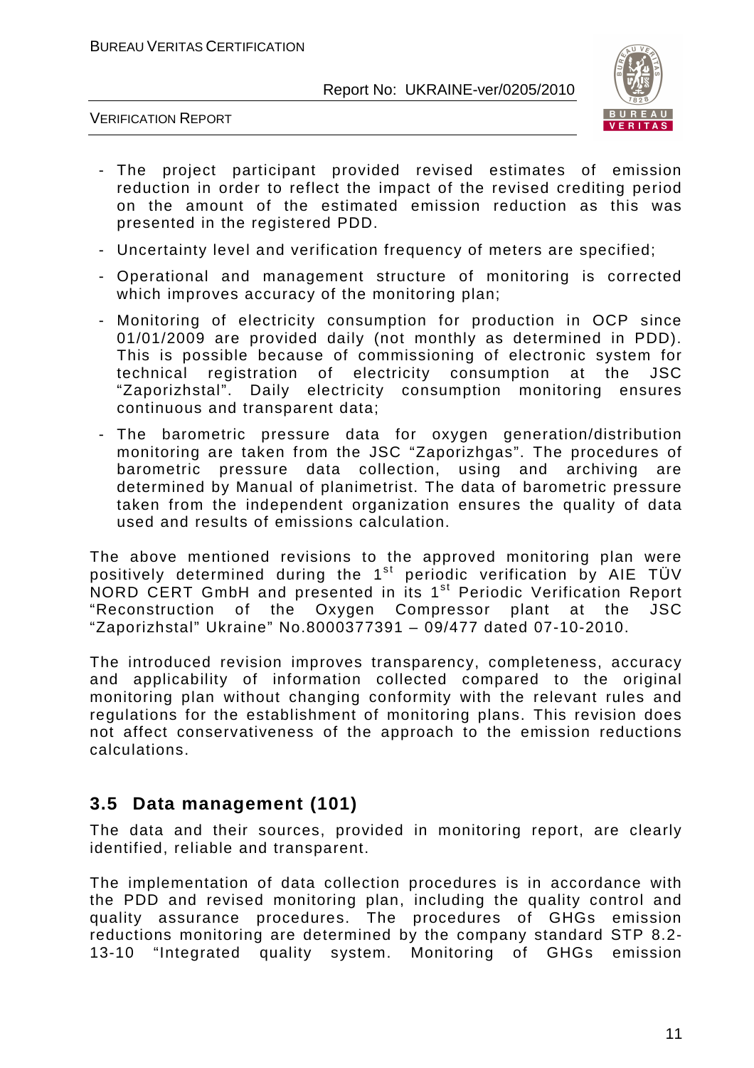- The project participant provided revised estimates of emission reduction in order to reflect the impact of the revised crediting period on the amount of the estimated emission reduction as this was presented in the registered PDD.
- Uncertainty level and verification frequency of meters are specified;
- Operational and management structure of monitoring is corrected which improves accuracy of the monitoring plan;
- Monitoring of electricity consumption for production in OCP since 01/01/2009 are provided daily (not monthly as determined in PDD). This is possible because of commissioning of electronic system for technical registration of electricity consumption at the JSC "Zaporizhstal". Daily electricity consumption monitoring ensures continuous and transparent data;
- The barometric pressure data for oxygen generation/distribution monitoring are taken from the JSC "Zaporizhgas". The procedures of barometric pressure data collection, using and archiving are determined by Manual of planimetrist. The data of barometric pressure taken from the independent organization ensures the quality of data used and results of emissions calculation.

The above mentioned revisions to the approved monitoring plan were positively determined during the 1st periodic verification by AIE TÜV NORD CERT GmbH and presented in its 1st Periodic Verification Report "Reconstruction of the Oxygen Compressor plant at the JSC "Zaporizhstal" Ukraine" No.8000377391 – 09/477 dated 07-10-2010.

The introduced revision improves transparency, completeness, accuracy and applicability of information collected compared to the original monitoring plan without changing conformity with the relevant rules and regulations for the establishment of monitoring plans. This revision does not affect conservativeness of the approach to the emission reductions calculations.

## 3.5 Data management (101)

The data and their sources, provided in monitoring report, are clearly identified, reliable and transparent.

The implementation of data collection procedures is in accordance with the PDD and revised monitoring plan, including the quality control and quality assurance procedures. The procedures of GHGs emission reductions monitoring are determined by the company standard STP 8.2-13-10 "Integrated quality system. Monitoring of GHGs emission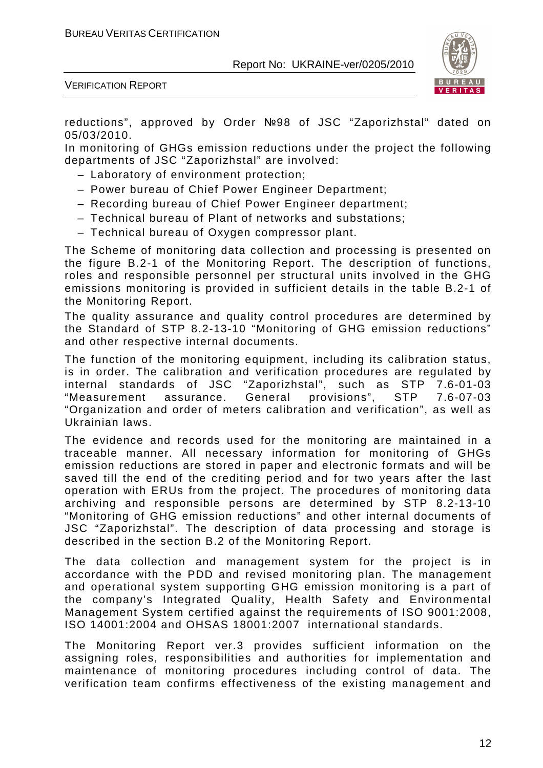reductions", approved by Order №98 of JSC "Zaporizhstal" dated on 05/03/2010.

In monitoring of GHGs emission reductions under the project the following departments of JSC "Zaporizhstal" are involved:

- Laboratory of environment protection;
- Power bureau of Chief Power Engineer Department;
- Recording bureau of Chief Power Engineer department;
- Technical bureau of Plant of networks and substations;
- Technical bureau of Oxygen compressor plant.

The Scheme of monitoring data collection and processing is presented on the figure B.2-1 of the Monitoring Report. The description of functions, roles and responsible personnel per structural units involved in the GHG emissions monitoring is provided in sufficient details in the table B.2-1 of the Monitoring Report.

The quality assurance and quality control procedures are determined by the Standard of STP 8.2-13-10 "Monitoring of GHG emission reductions" and other respective internal documents.

The function of the monitoring equipment, including its calibration status, is in order. The calibration and verification procedures are regulated by internal standards of JSC "Zaporizhstal", such as STP 7.6-01-03 "Measurement assurance. General provisions", STP 7.6-07-03 "Organization and order of meters calibration and verification", as well as Ukrainian laws.

The evidence and records used for the monitoring are maintained in a traceable manner. All necessary information for monitoring of GHGs emission reductions are stored in paper and electronic formats and will be saved till the end of the crediting period and for two years after the last operation with ERUs from the project. The procedures of monitoring data archiving and responsible persons are determined by STP 8.2-13-10 "Monitoring of GHG emission reductions" and other internal documents of JSC "Zaporizhstal". The description of data processing and storage is described in the section B.2 of the Monitoring Report.

The data collection and management system for the project is in accordance with the PDD and revised monitoring plan. The management and operational system supporting GHG emission monitoring is a part of the company's Integrated Quality, Health Safety and Environmental Management System certified against the requirements of ISO 9001:2008, ISO 14001:2004 and OHSAS 18001:2007 international standards.

The Monitoring Report ver.3 provides sufficient information on the assigning roles, responsibilities and authorities for implementation and maintenance of monitoring procedures including control of data. The verification team confirms effectiveness of the existing management and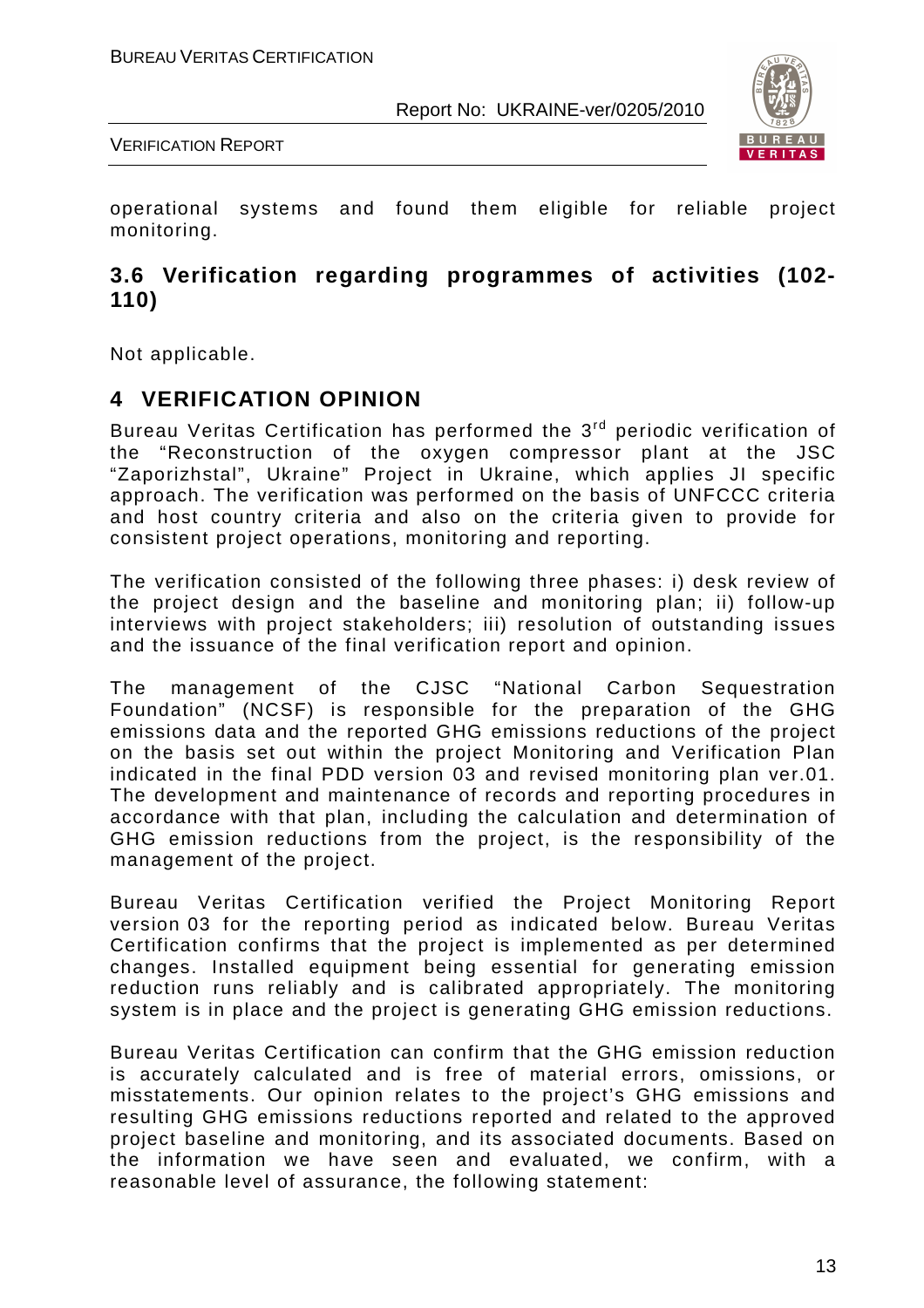operational systems and found them eligible for reliable project monitoring.

### 3.6 Verification regarding programmes of activities (102-110)

Not applicable.

## 4 VERIFICATION OPINION

Bureau Veritas Certification has performed the 3rd periodic verification of the "Reconstruction of the oxygen compressor plant at the JSC "Zaporizhstal", Ukraine" Project in Ukraine, which applies JI specific approach. The verification was performed on the basis of UNFCCC criteria and host country criteria and also on the criteria given to provide for consistent project operations, monitoring and reporting.

The verification consisted of the following three phases: i) desk review of the project design and the baseline and monitoring plan; ii) follow-up interviews with project stakeholders; iii) resolution of outstanding issues and the issuance of the final verification report and opinion.

The management of the CJSC "National Carbon Sequestration Foundation" (NCSF) is responsible for the preparation of the GHG emissions data and the reported GHG emissions reductions of the project on the basis set out within the project Monitoring and Verification Plan indicated in the final PDD version 03 and revised monitoring plan ver.01. The development and maintenance of records and reporting procedures in accordance with that plan, including the calculation and determination of GHG emission reductions from the project, is the responsibility of the management of the project.

Bureau Veritas Certification verified the Project Monitoring Report version 03 for the reporting period as indicated below. Bureau Veritas Certification confirms that the project is implemented as per determined changes. Installed equipment being essential for generating emission reduction runs reliably and is calibrated appropriately. The monitoring system is in place and the project is generating GHG emission reductions.

Bureau Veritas Certification can confirm that the GHG emission reduction is accurately calculated and is free of material errors, omissions, or misstatements. Our opinion relates to the project's GHG emissions and resulting GHG emissions reductions reported and related to the approved project baseline and monitoring, and its associated documents. Based on the information we have seen and evaluated, we confirm, with a reasonable level of assurance, the following statement: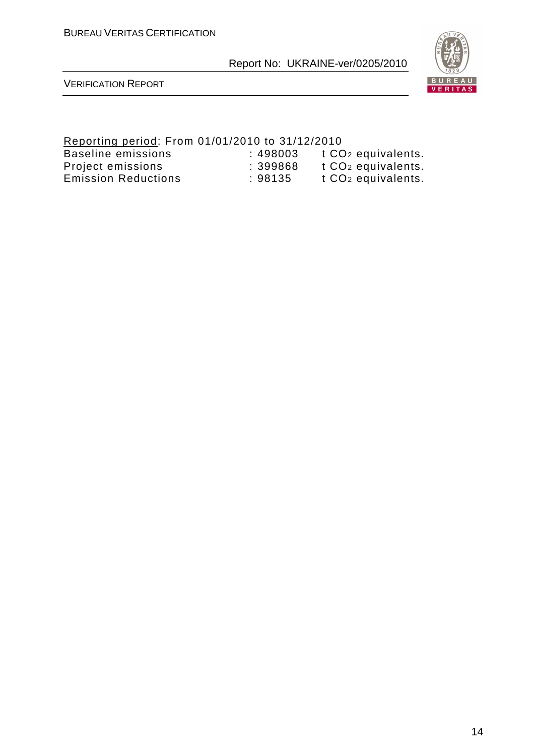Reporting period: From 01/01/2010 to 31/12/2010

| | | |
|---|---|---|
| Baseline emissions | : 498003 | t $CO_2$ equivalents. |
| Project emissions | : 399868 | t $CO_2$ equivalents. |
| Emission Reductions | : 98135 | t $CO_2$ equivalents. |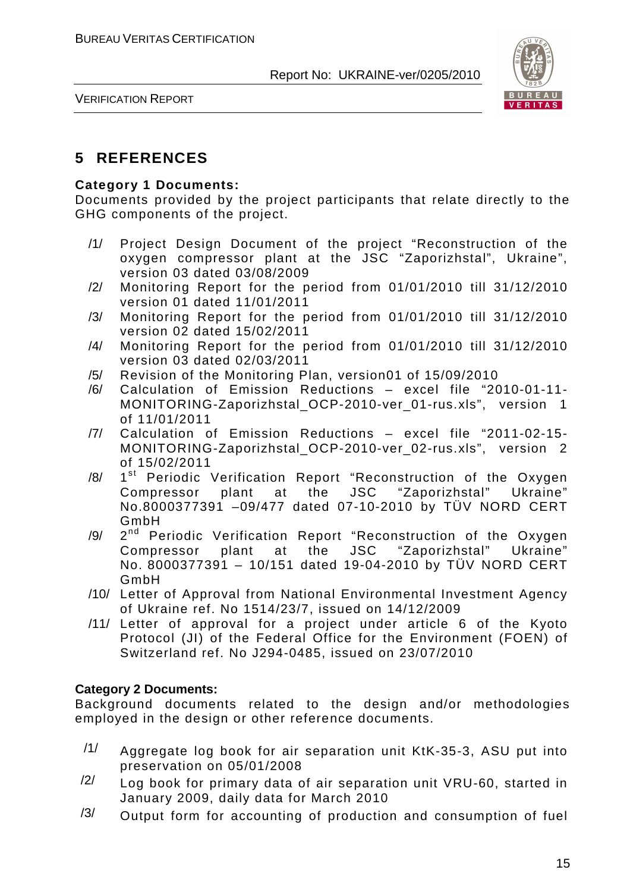# 5 REFERENCES

**Category 1 Documents:**

Documents provided by the project participants that relate directly to the GHG components of the project.

/1/ Project Design Document of the project "Reconstruction of the oxygen compressor plant at the JSC "Zaporizhstal", Ukraine", version 03 dated 03/08/2009

/2/ Monitoring Report for the period from 01/01/2010 till 31/12/2010 version 01 dated 11/01/2011

/3/ Monitoring Report for the period from 01/01/2010 till 31/12/2010 version 02 dated 15/02/2011

/4/ Monitoring Report for the period from 01/01/2010 till 31/12/2010 version 03 dated 02/03/2011

/5/ Revision of the Monitoring Plan, version01 of 15/09/2010

/6/ Calculation of Emission Reductions – excel file "2010-01-11-MONITORING-Zaporizhstal_OCP-2010-ver_01-rus.xls", version 1 of 11/01/2011

/7/ Calculation of Emission Reductions – excel file "2011-02-15-MONITORING-Zaporizhstal_OCP-2010-ver_02-rus.xls", version 2 of 15/02/2011

/8/ 1st Periodic Verification Report "Reconstruction of the Oxygen Compressor plant at the JSC "Zaporizhstal" Ukraine" No.8000377391 –09/477 dated 07-10-2010 by TÜV NORD CERT GmbH

/9/ 2nd Periodic Verification Report "Reconstruction of the Oxygen Compressor plant at the JSC "Zaporizhstal" Ukraine" No. 8000377391 – 10/151 dated 19-04-2010 by TÜV NORD CERT GmbH

/10/ Letter of Approval from National Environmental Investment Agency of Ukraine ref. No 1514/23/7, issued on 14/12/2009

/11/ Letter of approval for a project under article 6 of the Kyoto Protocol (JI) of the Federal Office for the Environment (FOEN) of Switzerland ref. No J294-0485, issued on 23/07/2010

**Category 2 Documents:**

Background documents related to the design and/or methodologies employed in the design or other reference documents.

/1/ Aggregate log book for air separation unit KtK-35-3, ASU put into preservation on 05/01/2008

/2/ Log book for primary data of air separation unit VRU-60, started in January 2009, daily data for March 2010

/3/ Output form for accounting of production and consumption of fuel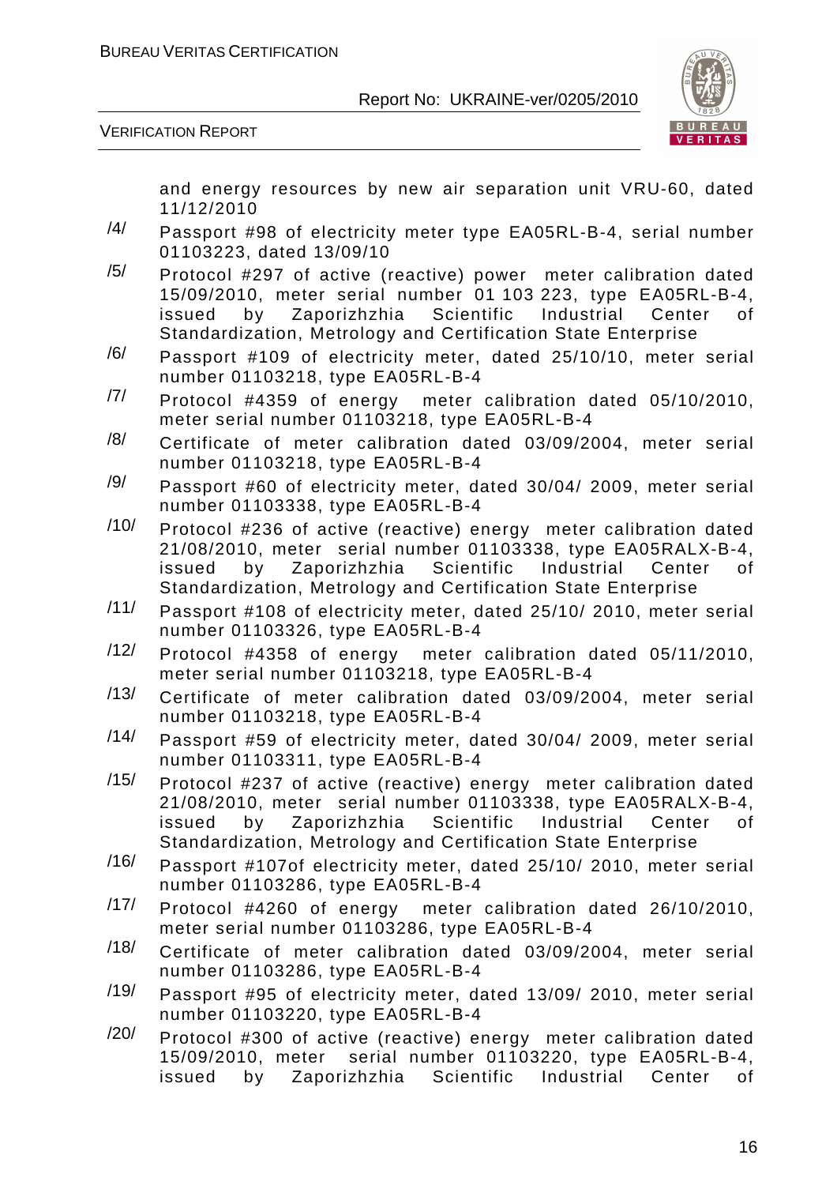and energy resources by new air separation unit VRU-60, dated 11/12/2010

/4/ Passport #98 of electricity meter type EA05RL-B-4, serial number 01103223, dated 13/09/10

/5/ Protocol #297 of active (reactive) power meter calibration dated 15/09/2010, meter serial number 01 103 223, type EA05RL-B-4, issued by Zaporizhzhia Scientific Industrial Center of Standardization, Metrology and Certification State Enterprise

/6/ Passport #109 of electricity meter, dated 25/10/10, meter serial number 01103218, type EA05RL-B-4

/7/ Protocol #4359 of energy meter calibration dated 05/10/2010, meter serial number 01103218, type EA05RL-B-4

/8/ Certificate of meter calibration dated 03/09/2004, meter serial number 01103218, type EA05RL-B-4

/9/ Passport #60 of electricity meter, dated 30/04/ 2009, meter serial number 01103338, type EA05RL-B-4

/10/ Protocol #236 of active (reactive) energy meter calibration dated 21/08/2010, meter serial number 01103338, type EA05RALX-B-4, issued by Zaporizhzhia Scientific Industrial Center of Standardization, Metrology and Certification State Enterprise

/11/ Passport #108 of electricity meter, dated 25/10/ 2010, meter serial number 01103326, type EA05RL-B-4

/12/ Protocol #4358 of energy meter calibration dated 05/11/2010, meter serial number 01103218, type EA05RL-B-4

/13/ Certificate of meter calibration dated 03/09/2004, meter serial number 01103218, type EA05RL-B-4

/14/ Passport #59 of electricity meter, dated 30/04/ 2009, meter serial number 01103311, type EA05RL-B-4

/15/ Protocol #237 of active (reactive) energy meter calibration dated 21/08/2010, meter serial number 01103338, type EA05RALX-B-4, issued by Zaporizhzhia Scientific Industrial Center of Standardization, Metrology and Certification State Enterprise

/16/ Passport #107of electricity meter, dated 25/10/ 2010, meter serial number 01103286, type EA05RL-B-4

/17/ Protocol #4260 of energy meter calibration dated 26/10/2010, meter serial number 01103286, type EA05RL-B-4

/18/ Certificate of meter calibration dated 03/09/2004, meter serial number 01103286, type EA05RL-B-4

/19/ Passport #95 of electricity meter, dated 13/09/ 2010, meter serial number 01103220, type EA05RL-B-4

/20/ Protocol #300 of active (reactive) energy meter calibration dated 15/09/2010, meter serial number 01103220, type EA05RL-B-4, issued by Zaporizhzhia Scientific Industrial Center of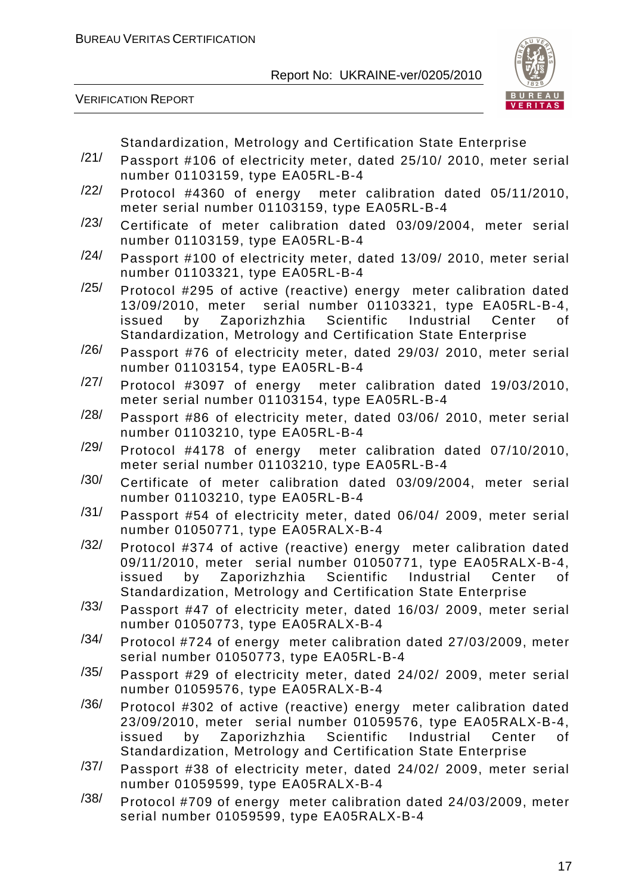Standardization, Metrology and Certification State Enterprise

/21/ Passport #106 of electricity meter, dated 25/10/ 2010, meter serial number 01103159, type EA05RL-B-4

/22/ Protocol #4360 of energy meter calibration dated 05/11/2010, meter serial number 01103159, type EA05RL-B-4

/23/ Certificate of meter calibration dated 03/09/2004, meter serial number 01103159, type EA05RL-B-4

/24/ Passport #100 of electricity meter, dated 13/09/ 2010, meter serial number 01103321, type EA05RL-B-4

/25/ Protocol #295 of active (reactive) energy meter calibration dated 13/09/2010, meter serial number 01103321, type EA05RL-B-4, issued by Zaporizhzhia Scientific Industrial Center of Standardization, Metrology and Certification State Enterprise

/26/ Passport #76 of electricity meter, dated 29/03/ 2010, meter serial number 01103154, type EA05RL-B-4

/27/ Protocol #3097 of energy meter calibration dated 19/03/2010, meter serial number 01103154, type EA05RL-B-4

/28/ Passport #86 of electricity meter, dated 03/06/ 2010, meter serial number 01103210, type EA05RL-B-4

/29/ Protocol #4178 of energy meter calibration dated 07/10/2010, meter serial number 01103210, type EA05RL-B-4

/30/ Certificate of meter calibration dated 03/09/2004, meter serial number 01103210, type EA05RL-B-4

/31/ Passport #54 of electricity meter, dated 06/04/ 2009, meter serial number 01050771, type EA05RALX-B-4

/32/ Protocol #374 of active (reactive) energy meter calibration dated 09/11/2010, meter serial number 01050771, type EA05RALX-B-4, issued by Zaporizhzhia Scientific Industrial Center of Standardization, Metrology and Certification State Enterprise

/33/ Passport #47 of electricity meter, dated 16/03/ 2009, meter serial number 01050773, type EA05RALX-B-4

/34/ Protocol #724 of energy meter calibration dated 27/03/2009, meter serial number 01050773, type EA05RL-B-4

/35/ Passport #29 of electricity meter, dated 24/02/ 2009, meter serial number 01059576, type EA05RALX-B-4

/36/ Protocol #302 of active (reactive) energy meter calibration dated 23/09/2010, meter serial number 01059576, type EA05RALX-B-4, issued by Zaporizhzhia Scientific Industrial Center of Standardization, Metrology and Certification State Enterprise

/37/ Passport #38 of electricity meter, dated 24/02/ 2009, meter serial number 01059599, type EA05RALX-B-4

/38/ Protocol #709 of energy meter calibration dated 24/03/2009, meter serial number 01059599, type EA05RALX-B-4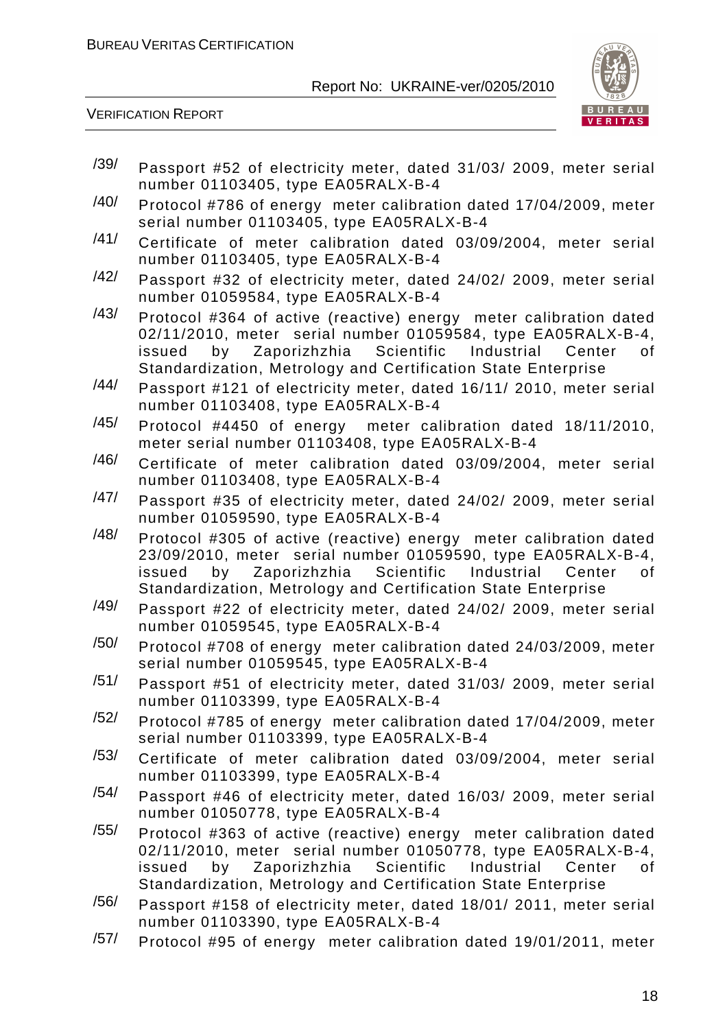/39/ Passport #52 of electricity meter, dated 31/03/ 2009, meter serial number 01103405, type EA05RALX-B-4

/40/ Protocol #786 of energy meter calibration dated 17/04/2009, meter serial number 01103405, type EA05RALX-B-4

/41/ Certificate of meter calibration dated 03/09/2004, meter serial number 01103405, type EA05RALX-B-4

/42/ Passport #32 of electricity meter, dated 24/02/ 2009, meter serial number 01059584, type EA05RALX-B-4

/43/ Protocol #364 of active (reactive) energy meter calibration dated 02/11/2010, meter serial number 01059584, type EA05RALX-B-4, issued by Zaporizhzhia Scientific Industrial Center of Standardization, Metrology and Certification State Enterprise

/44/ Passport #121 of electricity meter, dated 16/11/ 2010, meter serial number 01103408, type EA05RALX-B-4

/45/ Protocol #4450 of energy meter calibration dated 18/11/2010, meter serial number 01103408, type EA05RALX-B-4

/46/ Certificate of meter calibration dated 03/09/2004, meter serial number 01103408, type EA05RALX-B-4

/47/ Passport #35 of electricity meter, dated 24/02/ 2009, meter serial number 01059590, type EA05RALX-B-4

/48/ Protocol #305 of active (reactive) energy meter calibration dated 23/09/2010, meter serial number 01059590, type EA05RALX-B-4, issued by Zaporizhzhia Scientific Industrial Center of Standardization, Metrology and Certification State Enterprise

/49/ Passport #22 of electricity meter, dated 24/02/ 2009, meter serial number 01059545, type EA05RALX-B-4

/50/ Protocol #708 of energy meter calibration dated 24/03/2009, meter serial number 01059545, type EA05RALX-B-4

/51/ Passport #51 of electricity meter, dated 31/03/ 2009, meter serial number 01103399, type EA05RALX-B-4

/52/ Protocol #785 of energy meter calibration dated 17/04/2009, meter serial number 01103399, type EA05RALX-B-4

/53/ Certificate of meter calibration dated 03/09/2004, meter serial number 01103399, type EA05RALX-B-4

/54/ Passport #46 of electricity meter, dated 16/03/ 2009, meter serial number 01050778, type EA05RALX-B-4

/55/ Protocol #363 of active (reactive) energy meter calibration dated 02/11/2010, meter serial number 01050778, type EA05RALX-B-4, issued by Zaporizhzhia Scientific Industrial Center of Standardization, Metrology and Certification State Enterprise

/56/ Passport #158 of electricity meter, dated 18/01/ 2011, meter serial number 01103390, type EA05RALX-B-4

/57/ Protocol #95 of energy meter calibration dated 19/01/2011, meter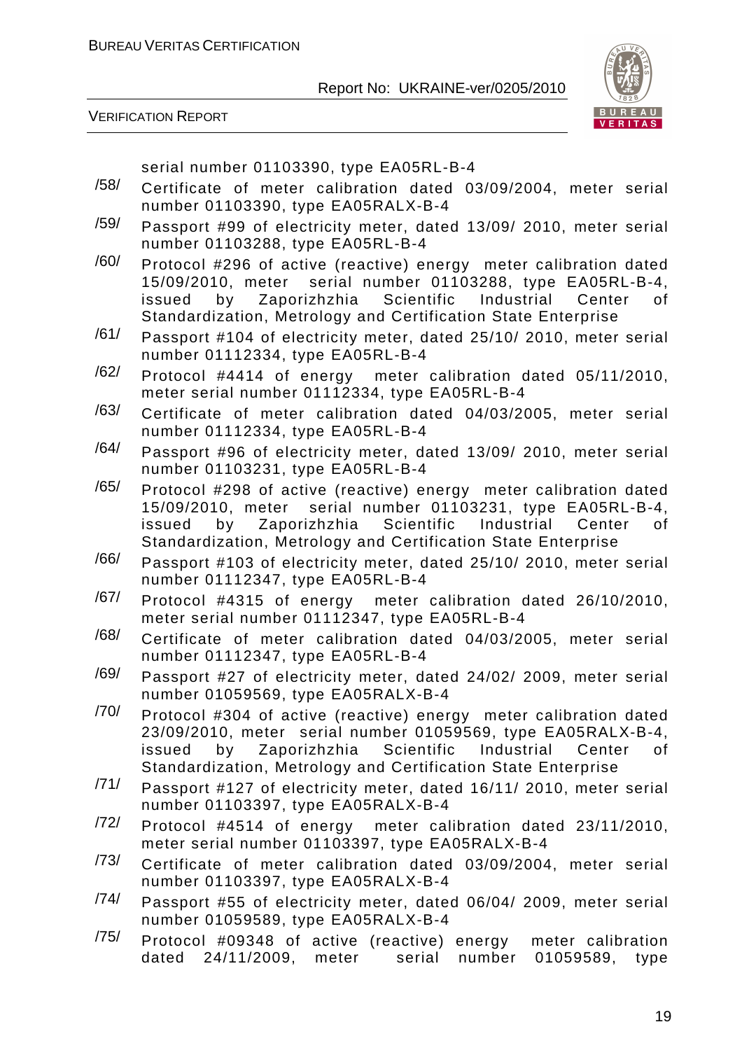serial number 01103390, type EA05RL-B-4

/58/ Certificate of meter calibration dated 03/09/2004, meter serial number 01103390, type EA05RALX-B-4

/59/ Passport #99 of electricity meter, dated 13/09/ 2010, meter serial number 01103288, type EA05RL-B-4

/60/ Protocol #296 of active (reactive) energy meter calibration dated 15/09/2010, meter serial number 01103288, type EA05RL-B-4, issued by Zaporizhzhia Scientific Industrial Center of Standardization, Metrology and Certification State Enterprise

/61/ Passport #104 of electricity meter, dated 25/10/ 2010, meter serial number 01112334, type EA05RL-B-4

/62/ Protocol #4414 of energy meter calibration dated 05/11/2010, meter serial number 01112334, type EA05RL-B-4

/63/ Certificate of meter calibration dated 04/03/2005, meter serial number 01112334, type EA05RL-B-4

/64/ Passport #96 of electricity meter, dated 13/09/ 2010, meter serial number 01103231, type EA05RL-B-4

/65/ Protocol #298 of active (reactive) energy meter calibration dated 15/09/2010, meter serial number 01103231, type EA05RL-B-4, issued by Zaporizhzhia Scientific Industrial Center of Standardization, Metrology and Certification State Enterprise

/66/ Passport #103 of electricity meter, dated 25/10/ 2010, meter serial number 01112347, type EA05RL-B-4

/67/ Protocol #4315 of energy meter calibration dated 26/10/2010, meter serial number 01112347, type EA05RL-B-4

/68/ Certificate of meter calibration dated 04/03/2005, meter serial number 01112347, type EA05RL-B-4

/69/ Passport #27 of electricity meter, dated 24/02/ 2009, meter serial number 01059569, type EA05RALX-B-4

/70/ Protocol #304 of active (reactive) energy meter calibration dated 23/09/2010, meter serial number 01059569, type EA05RALX-B-4, issued by Zaporizhzhia Scientific Industrial Center of Standardization, Metrology and Certification State Enterprise

/71/ Passport #127 of electricity meter, dated 16/11/ 2010, meter serial number 01103397, type EA05RALX-B-4

/72/ Protocol #4514 of energy meter calibration dated 23/11/2010, meter serial number 01103397, type EA05RALX-B-4

/73/ Certificate of meter calibration dated 03/09/2004, meter serial number 01103397, type EA05RALX-B-4

/74/ Passport #55 of electricity meter, dated 06/04/ 2009, meter serial number 01059589, type EA05RALX-B-4

/75/ Protocol #09348 of active (reactive) energy meter calibration dated 24/11/2009, meter serial number 01059589, type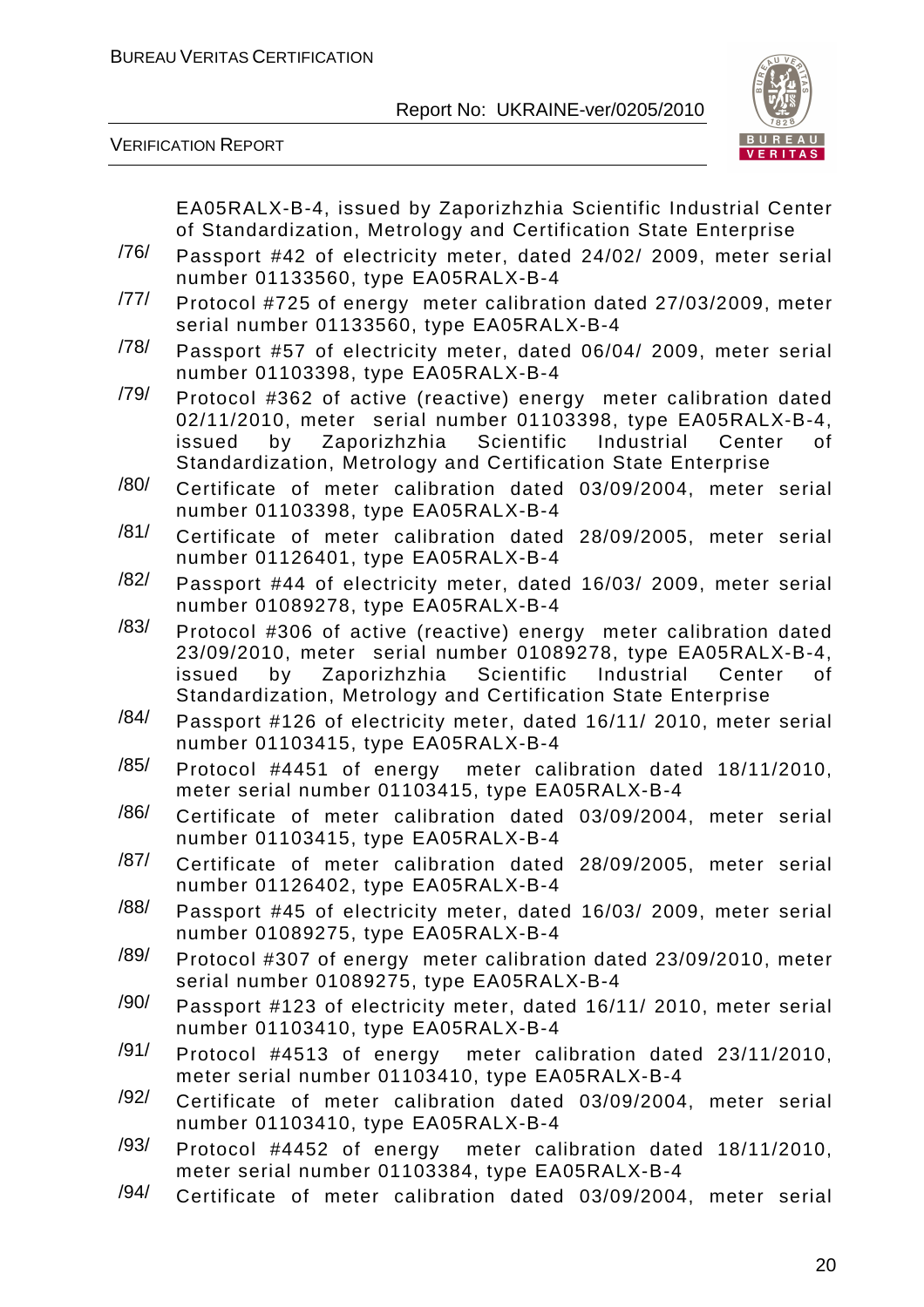EA05RALX-B-4, issued by Zaporizhzhia Scientific Industrial Center of Standardization, Metrology and Certification State Enterprise

/76/ Passport #42 of electricity meter, dated 24/02/ 2009, meter serial number 01133560, type EA05RALX-B-4

/77/ Protocol #725 of energy meter calibration dated 27/03/2009, meter serial number 01133560, type EA05RALX-B-4

/78/ Passport #57 of electricity meter, dated 06/04/ 2009, meter serial number 01103398, type EA05RALX-B-4

/79/ Protocol #362 of active (reactive) energy meter calibration dated 02/11/2010, meter serial number 01103398, type EA05RALX-B-4, issued by Zaporizhzhia Scientific Industrial Center of Standardization, Metrology and Certification State Enterprise

/80/ Certificate of meter calibration dated 03/09/2004, meter serial number 01103398, type EA05RALX-B-4

/81/ Certificate of meter calibration dated 28/09/2005, meter serial number 01126401, type EA05RALX-B-4

/82/ Passport #44 of electricity meter, dated 16/03/ 2009, meter serial number 01089278, type EA05RALX-B-4

/83/ Protocol #306 of active (reactive) energy meter calibration dated 23/09/2010, meter serial number 01089278, type EA05RALX-B-4, issued by Zaporizhzhia Scientific Industrial Center of Standardization, Metrology and Certification State Enterprise

/84/ Passport #126 of electricity meter, dated 16/11/ 2010, meter serial number 01103415, type EA05RALX-B-4

/85/ Protocol #4451 of energy meter calibration dated 18/11/2010, meter serial number 01103415, type EA05RALX-B-4

/86/ Certificate of meter calibration dated 03/09/2004, meter serial number 01103415, type EA05RALX-B-4

/87/ Certificate of meter calibration dated 28/09/2005, meter serial number 01126402, type EA05RALX-B-4

/88/ Passport #45 of electricity meter, dated 16/03/ 2009, meter serial number 01089275, type EA05RALX-B-4

/89/ Protocol #307 of energy meter calibration dated 23/09/2010, meter serial number 01089275, type EA05RALX-B-4

/90/ Passport #123 of electricity meter, dated 16/11/ 2010, meter serial number 01103410, type EA05RALX-B-4

/91/ Protocol #4513 of energy meter calibration dated 23/11/2010, meter serial number 01103410, type EA05RALX-B-4

/92/ Certificate of meter calibration dated 03/09/2004, meter serial number 01103410, type EA05RALX-B-4

/93/ Protocol #4452 of energy meter calibration dated 18/11/2010, meter serial number 01103384, type EA05RALX-B-4

/94/ Certificate of meter calibration dated 03/09/2004, meter serial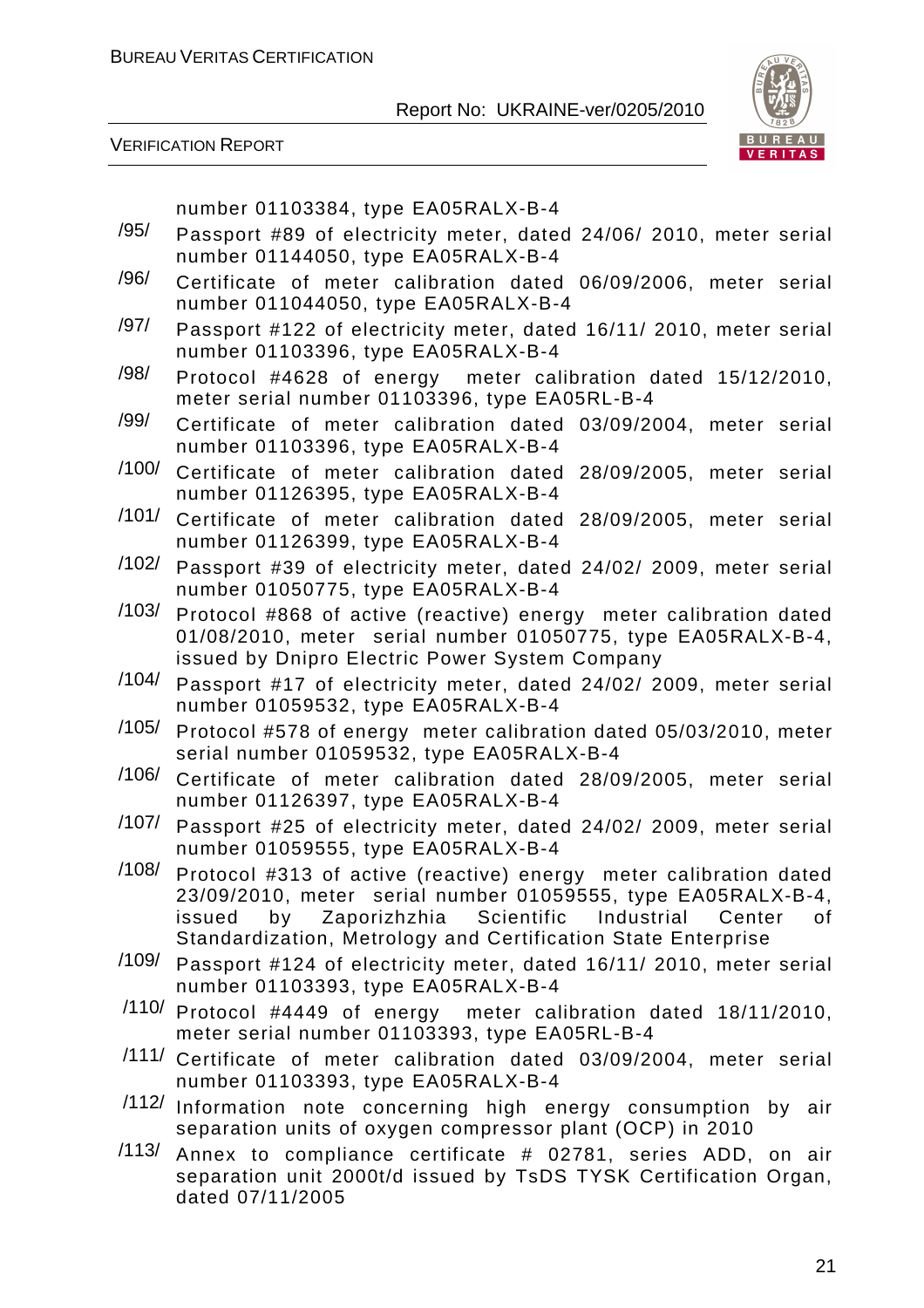number 01103384, type EA05RALX-B-4

/95/ Passport #89 of electricity meter, dated 24/06/ 2010, meter serial number 01144050, type EA05RALX-B-4

/96/ Certificate of meter calibration dated 06/09/2006, meter serial number 011044050, type EA05RALX-B-4

/97/ Passport #122 of electricity meter, dated 16/11/ 2010, meter serial number 01103396, type EA05RALX-B-4

/98/ Protocol #4628 of energy meter calibration dated 15/12/2010, meter serial number 01103396, type EA05RL-B-4

/99/ Certificate of meter calibration dated 03/09/2004, meter serial number 01103396, type EA05RALX-B-4

/100/ Certificate of meter calibration dated 28/09/2005, meter serial number 01126395, type EA05RALX-B-4

/101/ Certificate of meter calibration dated 28/09/2005, meter serial number 01126399, type EA05RALX-B-4

/102/ Passport #39 of electricity meter, dated 24/02/ 2009, meter serial number 01050775, type EA05RALX-B-4

/103/ Protocol #868 of active (reactive) energy meter calibration dated 01/08/2010, meter serial number 01050775, type EA05RALX-B-4, issued by Dnipro Electric Power System Company

/104/ Passport #17 of electricity meter, dated 24/02/ 2009, meter serial number 01059532, type EA05RALX-B-4

/105/ Protocol #578 of energy meter calibration dated 05/03/2010, meter serial number 01059532, type EA05RALX-B-4

/106/ Certificate of meter calibration dated 28/09/2005, meter serial number 01126397, type EA05RALX-B-4

/107/ Passport #25 of electricity meter, dated 24/02/ 2009, meter serial number 01059555, type EA05RALX-B-4

/108/ Protocol #313 of active (reactive) energy meter calibration dated 23/09/2010, meter serial number 01059555, type EA05RALX-B-4, issued by Zaporizhzhia Scientific Industrial Center of Standardization, Metrology and Certification State Enterprise

/109/ Passport #124 of electricity meter, dated 16/11/ 2010, meter serial number 01103393, type EA05RALX-B-4

/110/ Protocol #4449 of energy meter calibration dated 18/11/2010, meter serial number 01103393, type EA05RL-B-4

/111/ Certificate of meter calibration dated 03/09/2004, meter serial number 01103393, type EA05RALX-B-4

/112/ Information note concerning high energy consumption by air separation units of oxygen compressor plant (OCP) in 2010

/113/ Annex to compliance certificate # 02781, series ADD, on air separation unit 2000t/d issued by TsDS TYSK Certification Organ, dated 07/11/2005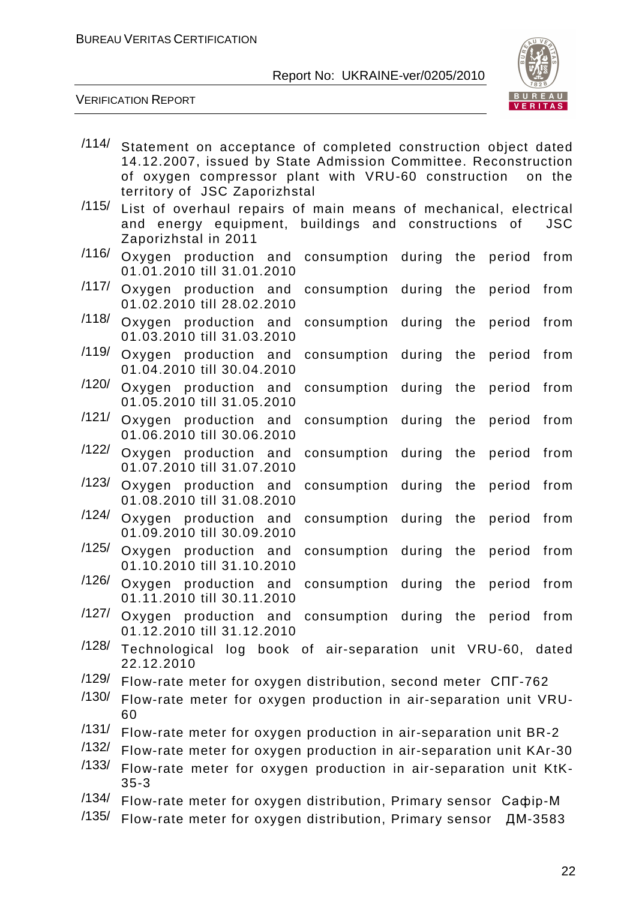/114/ Statement on acceptance of completed construction object dated 14.12.2007, issued by State Admission Committee. Reconstruction of oxygen compressor plant with VRU-60 construction on the territory of JSC Zaporizhstal

/115/ List of overhaul repairs of main means of mechanical, electrical and energy equipment, buildings and constructions of JSC Zaporizhstal in 2011

/116/ Oxygen production and consumption during the period from 01.01.2010 till 31.01.2010

/117/ Oxygen production and consumption during the period from 01.02.2010 till 28.02.2010

/118/ Oxygen production and consumption during the period from 01.03.2010 till 31.03.2010

/119/ Oxygen production and consumption during the period from 01.04.2010 till 30.04.2010

/120/ Oxygen production and consumption during the period from 01.05.2010 till 31.05.2010

/121/ Oxygen production and consumption during the period from 01.06.2010 till 30.06.2010

/122/ Oxygen production and consumption during the period from 01.07.2010 till 31.07.2010

/123/ Oxygen production and consumption during the period from 01.08.2010 till 31.08.2010

/124/ Oxygen production and consumption during the period from 01.09.2010 till 30.09.2010

/125/ Oxygen production and consumption during the period from 01.10.2010 till 31.10.2010

/126/ Oxygen production and consumption during the period from 01.11.2010 till 30.11.2010

/127/ Oxygen production and consumption during the period from 01.12.2010 till 31.12.2010

/128/ Technological log book of air-separation unit VRU-60, dated 22.12.2010

/129/ Flow-rate meter for oxygen distribution, second meter СПГ-762

/130/ Flow-rate meter for oxygen production in air-separation unit VRU-60

/131/ Flow-rate meter for oxygen production in air-separation unit BR-2

/132/ Flow-rate meter for oxygen production in air-separation unit KAr-30

/133/ Flow-rate meter for oxygen production in air-separation unit KtK-35-3

/134/ Flow-rate meter for oxygen distribution, Primary sensor Сафір-М

/135/ Flow-rate meter for oxygen distribution, Primary sensor ДМ-3583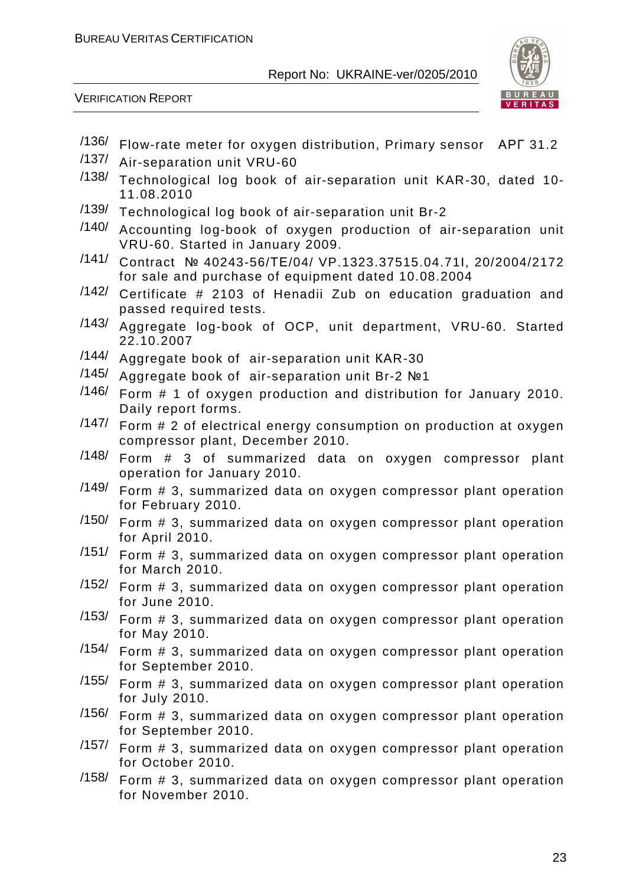/136/ Flow-rate meter for oxygen distribution, Primary sensor АРГ 31.2

/137/ Air-separation unit VRU-60

/138/ Technological log book of air-separation unit KAR-30, dated 10-11.08.2010

/139/ Technological log book of air-separation unit Br-2

/140/ Accounting log-book of oxygen production of air-separation unit VRU-60. Started in January 2009.

/141/ Contract № 40243-56/TE/04/ VP.1323.37515.04.71I, 20/2004/2172 for sale and purchase of equipment dated 10.08.2004

/142/ Certificate # 2103 of Henadii Zub on education graduation and passed required tests.

/143/ Aggregate log-book of OCP, unit department, VRU-60. Started 22.10.2007

/144/ Aggregate book of air-separation unit KAR-30

/145/ Aggregate book of air-separation unit Br-2 №1

/146/ Form # 1 of oxygen production and distribution for January 2010. Daily report forms.

/147/ Form # 2 of electrical energy consumption on production at oxygen compressor plant, December 2010.

/148/ Form # 3 of summarized data on oxygen compressor plant operation for January 2010.

/149/ Form # 3, summarized data on oxygen compressor plant operation for February 2010.

/150/ Form # 3, summarized data on oxygen compressor plant operation for April 2010.

/151/ Form # 3, summarized data on oxygen compressor plant operation for March 2010.

/152/ Form # 3, summarized data on oxygen compressor plant operation for June 2010.

/153/ Form # 3, summarized data on oxygen compressor plant operation for May 2010.

/154/ Form # 3, summarized data on oxygen compressor plant operation for September 2010.

/155/ Form # 3, summarized data on oxygen compressor plant operation for July 2010.

/156/ Form # 3, summarized data on oxygen compressor plant operation for September 2010.

/157/ Form # 3, summarized data on oxygen compressor plant operation for October 2010.

/158/ Form # 3, summarized data on oxygen compressor plant operation for November 2010.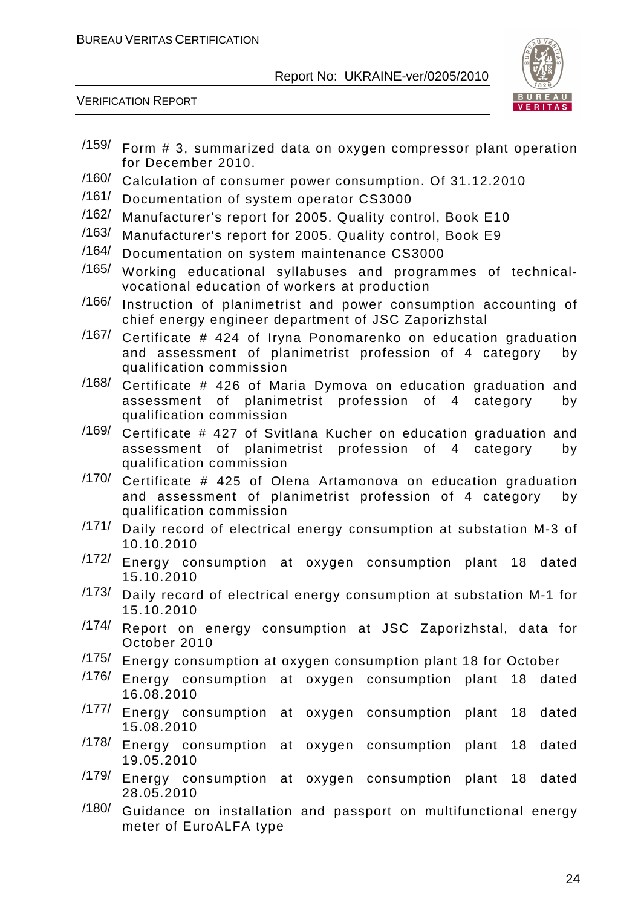/159/ Form # 3, summarized data on oxygen compressor plant operation for December 2010.

/160/ Calculation of consumer power consumption. Of 31.12.2010

/161/ Documentation of system operator CS3000

/162/ Manufacturer's report for 2005. Quality control, Book E10

/163/ Manufacturer's report for 2005. Quality control, Book E9

/164/ Documentation on system maintenance CS3000

/165/ Working educational syllabuses and programmes of technical-vocational education of workers at production

/166/ Instruction of planimetrist and power consumption accounting of chief energy engineer department of JSC Zaporizhstal

/167/ Certificate # 424 of Iryna Ponomarenko on education graduation and assessment of planimetrist profession of 4 category by qualification commission

/168/ Certificate # 426 of Maria Dymova on education graduation and assessment of planimetrist profession of 4 category by qualification commission

/169/ Certificate # 427 of Svitlana Kucher on education graduation and assessment of planimetrist profession of 4 category by qualification commission

/170/ Certificate # 425 of Olena Artamonova on education graduation and assessment of planimetrist profession of 4 category by qualification commission

/171/ Daily record of electrical energy consumption at substation M-3 of 10.10.2010

/172/ Energy consumption at oxygen consumption plant 18 dated 15.10.2010

/173/ Daily record of electrical energy consumption at substation M-1 for 15.10.2010

/174/ Report on energy consumption at JSC Zaporizhstal, data for October 2010

/175/ Energy consumption at oxygen consumption plant 18 for October

/176/ Energy consumption at oxygen consumption plant 18 dated 16.08.2010

/177/ Energy consumption at oxygen consumption plant 18 dated 15.08.2010

/178/ Energy consumption at oxygen consumption plant 18 dated 19.05.2010

/179/ Energy consumption at oxygen consumption plant 18 dated 28.05.2010

/180/ Guidance on installation and passport on multifunctional energy meter of EuroALFA type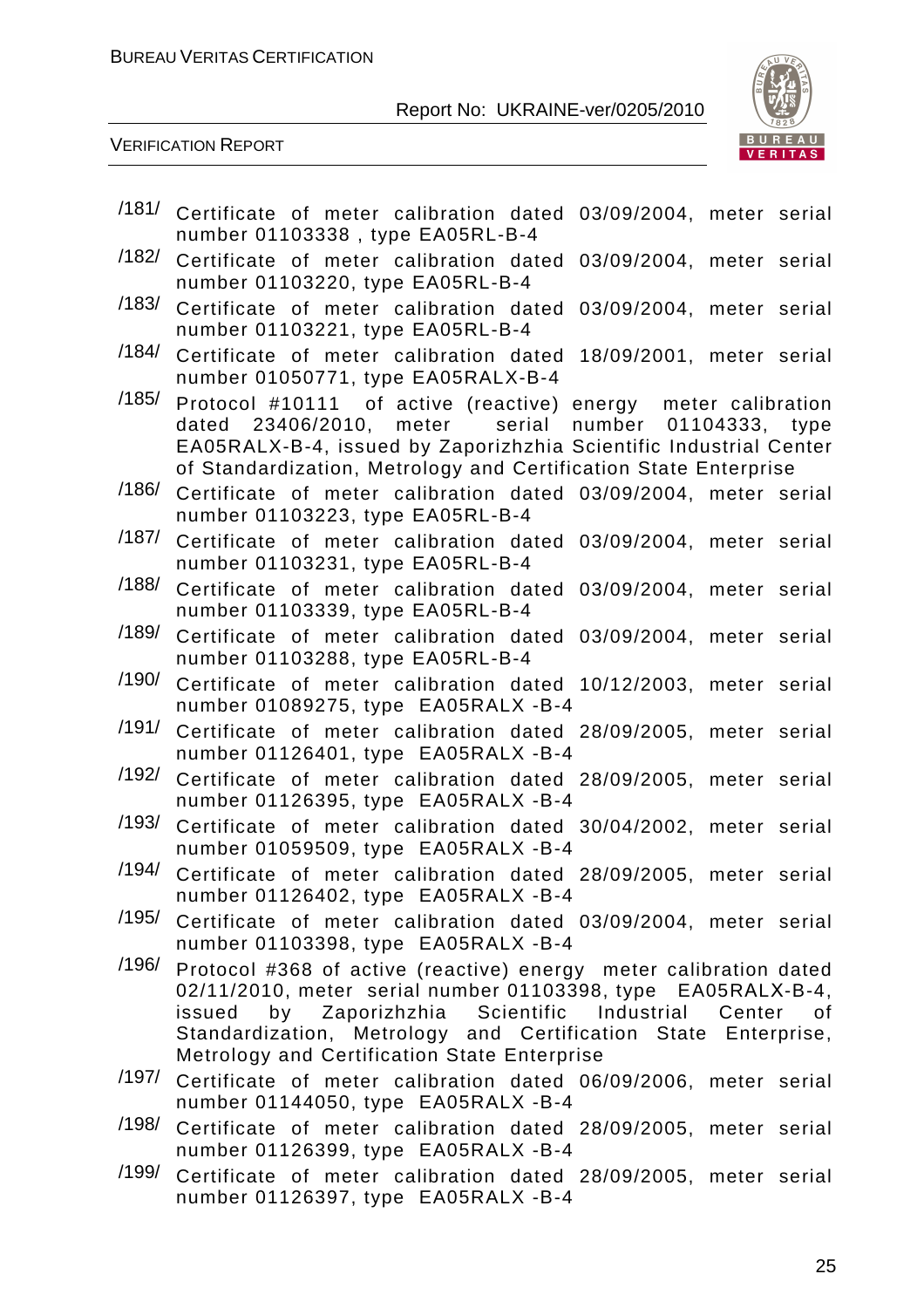/181/ Certificate of meter calibration dated 03/09/2004, meter serial number 01103338 , type EA05RL-B-4

/182/ Certificate of meter calibration dated 03/09/2004, meter serial number 01103220, type EA05RL-B-4

/183/ Certificate of meter calibration dated 03/09/2004, meter serial number 01103221, type EA05RL-B-4

/184/ Certificate of meter calibration dated 18/09/2001, meter serial number 01050771, type EA05RALX-B-4

/185/ Protocol #10111 of active (reactive) energy meter calibration dated 23406/2010, meter serial number 01104333, type EA05RALX-B-4, issued by Zaporizhzhia Scientific Industrial Center of Standardization, Metrology and Certification State Enterprise

/186/ Certificate of meter calibration dated 03/09/2004, meter serial number 01103223, type EA05RL-B-4

/187/ Certificate of meter calibration dated 03/09/2004, meter serial number 01103231, type EA05RL-B-4

/188/ Certificate of meter calibration dated 03/09/2004, meter serial number 01103339, type EA05RL-B-4

/189/ Certificate of meter calibration dated 03/09/2004, meter serial number 01103288, type EA05RL-B-4

/190/ Certificate of meter calibration dated 10/12/2003, meter serial number 01089275, type EA05RALX -B-4

/191/ Certificate of meter calibration dated 28/09/2005, meter serial number 01126401, type EA05RALX -B-4

/192/ Certificate of meter calibration dated 28/09/2005, meter serial number 01126395, type EA05RALX -B-4

/193/ Certificate of meter calibration dated 30/04/2002, meter serial number 01059509, type EA05RALX -B-4

/194/ Certificate of meter calibration dated 28/09/2005, meter serial number 01126402, type EA05RALX -B-4

/195/ Certificate of meter calibration dated 03/09/2004, meter serial number 01103398, type EA05RALX -B-4

/196/ Protocol #368 of active (reactive) energy meter calibration dated 02/11/2010, meter serial number 01103398, type EA05RALX-B-4, issued by Zaporizhzhia Scientific Industrial Center of Standardization, Metrology and Certification State Enterprise, Metrology and Certification State Enterprise

/197/ Certificate of meter calibration dated 06/09/2006, meter serial number 01144050, type EA05RALX -B-4

/198/ Certificate of meter calibration dated 28/09/2005, meter serial number 01126399, type EA05RALX -B-4

/199/ Certificate of meter calibration dated 28/09/2005, meter serial number 01126397, type EA05RALX -B-4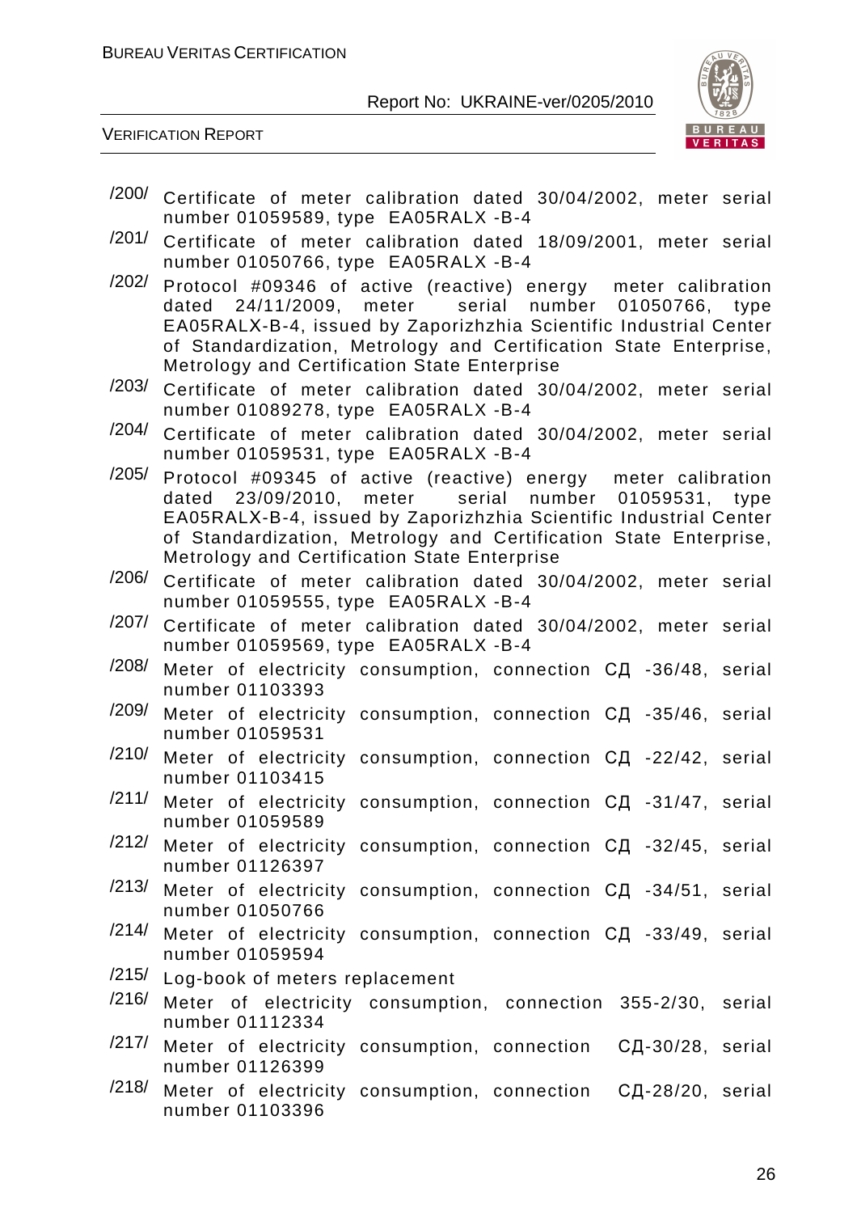/200/ Certificate of meter calibration dated 30/04/2002, meter serial number 01059589, type EA05RALX -B-4

/201/ Certificate of meter calibration dated 18/09/2001, meter serial number 01050766, type EA05RALX -B-4

/202/ Protocol #09346 of active (reactive) energy meter calibration dated 24/11/2009, meter serial number 01050766, type EA05RALX-B-4, issued by Zaporizhzhia Scientific Industrial Center of Standardization, Metrology and Certification State Enterprise, Metrology and Certification State Enterprise

/203/ Certificate of meter calibration dated 30/04/2002, meter serial number 01089278, type EA05RALX -B-4

/204/ Certificate of meter calibration dated 30/04/2002, meter serial number 01059531, type EA05RALX -B-4

/205/ Protocol #09345 of active (reactive) energy meter calibration dated 23/09/2010, meter serial number 01059531, type EA05RALX-B-4, issued by Zaporizhzhia Scientific Industrial Center of Standardization, Metrology and Certification State Enterprise, Metrology and Certification State Enterprise

/206/ Certificate of meter calibration dated 30/04/2002, meter serial number 01059555, type EA05RALX -B-4

/207/ Certificate of meter calibration dated 30/04/2002, meter serial number 01059569, type EA05RALX -B-4

/208/ Meter of electricity consumption, connection СД -36/48, serial number 01103393

/209/ Meter of electricity consumption, connection СД -35/46, serial number 01059531

/210/ Meter of electricity consumption, connection СД -22/42, serial number 01103415

/211/ Meter of electricity consumption, connection СД -31/47, serial number 01059589

/212/ Meter of electricity consumption, connection СД -32/45, serial number 01126397

/213/ Meter of electricity consumption, connection СД -34/51, serial number 01050766

/214/ Meter of electricity consumption, connection СД -33/49, serial number 01059594

/215/ Log-book of meters replacement

/216/ Meter of electricity consumption, connection 355-2/30, serial number 01112334

/217/ Meter of electricity consumption, connection СД-30/28, serial number 01126399

/218/ Meter of electricity consumption, connection СД-28/20, serial number 01103396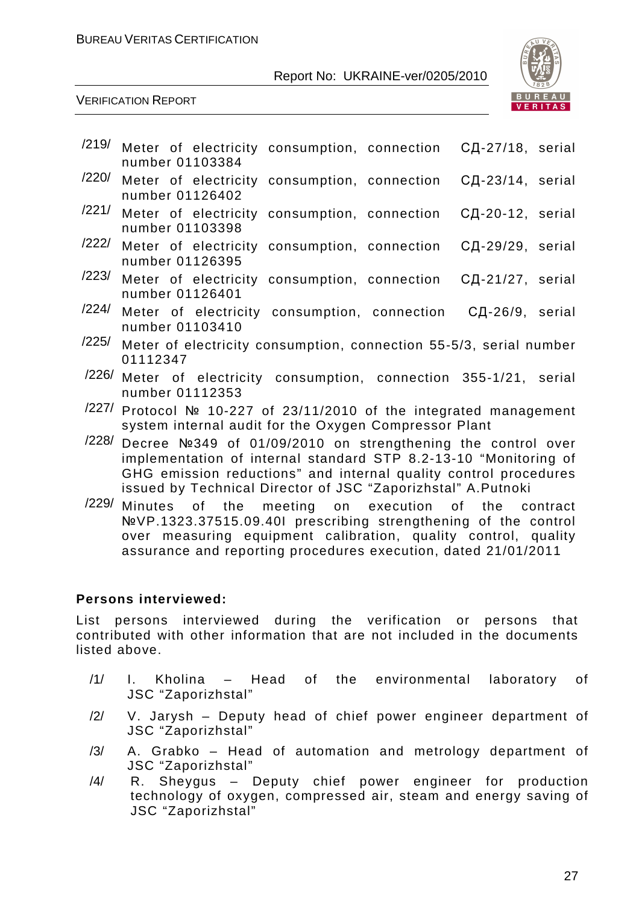/219/ Meter of electricity consumption, connection СД-27/18, serial number 01103384

/220/ Meter of electricity consumption, connection СД-23/14, serial number 01126402

/221/ Meter of electricity consumption, connection СД-20-12, serial number 01103398

/222/ Meter of electricity consumption, connection СД-29/29, serial number 01126395

/223/ Meter of electricity consumption, connection СД-21/27, serial number 01126401

/224/ Meter of electricity consumption, connection СД-26/9, serial number 01103410

/225/ Meter of electricity consumption, connection 55-5/3, serial number 01112347

/226/ Meter of electricity consumption, connection 355-1/21, serial number 01112353

/227/ Protocol № 10-227 of 23/11/2010 of the integrated management system internal audit for the Oxygen Compressor Plant

/228/ Decree №349 of 01/09/2010 on strengthening the control over implementation of internal standard STP 8.2-13-10 "Monitoring of GHG emission reductions" and internal quality control procedures issued by Technical Director of JSC "Zaporizhstal" A.Putnoki

/229/ Minutes of the meeting on execution of the contract №VP.1323.37515.09.40I prescribing strengthening of the control over measuring equipment calibration, quality control, quality assurance and reporting procedures execution, dated 21/01/2011

**Persons interviewed:**

List persons interviewed during the verification or persons that contributed with other information that are not included in the documents listed above.

/1/ I. Kholina – Head of the environmental laboratory of JSC "Zaporizhstal"

/2/ V. Jarysh – Deputy head of chief power engineer department of JSC "Zaporizhstal"

/3/ A. Grabko – Head of automation and metrology department of JSC "Zaporizhstal"

/4/ R. Sheygus – Deputy chief power engineer for production technology of oxygen, compressed air, steam and energy saving of JSC "Zaporizhstal"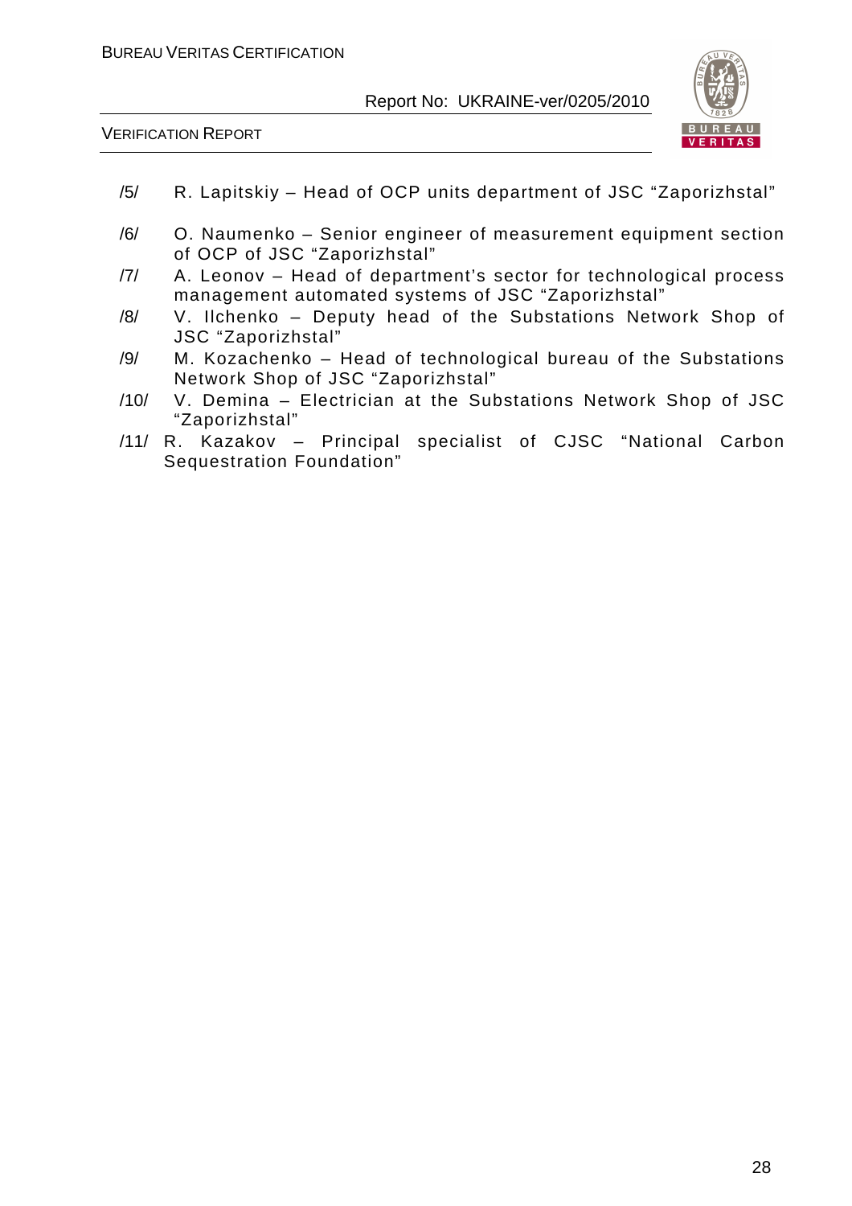/5/ R. Lapitskiy – Head of OCP units department of JSC “Zaporizhstal”

/6/ O. Naumenko – Senior engineer of measurement equipment section of OCP of JSC “Zaporizhstal”

/7/ A. Leonov – Head of department’s sector for technological process management automated systems of JSC “Zaporizhstal”

/8/ V. Ilchenko – Deputy head of the Substations Network Shop of JSC “Zaporizhstal”

/9/ M. Kozachenko – Head of technological bureau of the Substations Network Shop of JSC “Zaporizhstal”

/10/ V. Demina – Electrician at the Substations Network Shop of JSC “Zaporizhstal”

/11/ R. Kazakov – Principal specialist of CJSC “National Carbon Sequestration Foundation”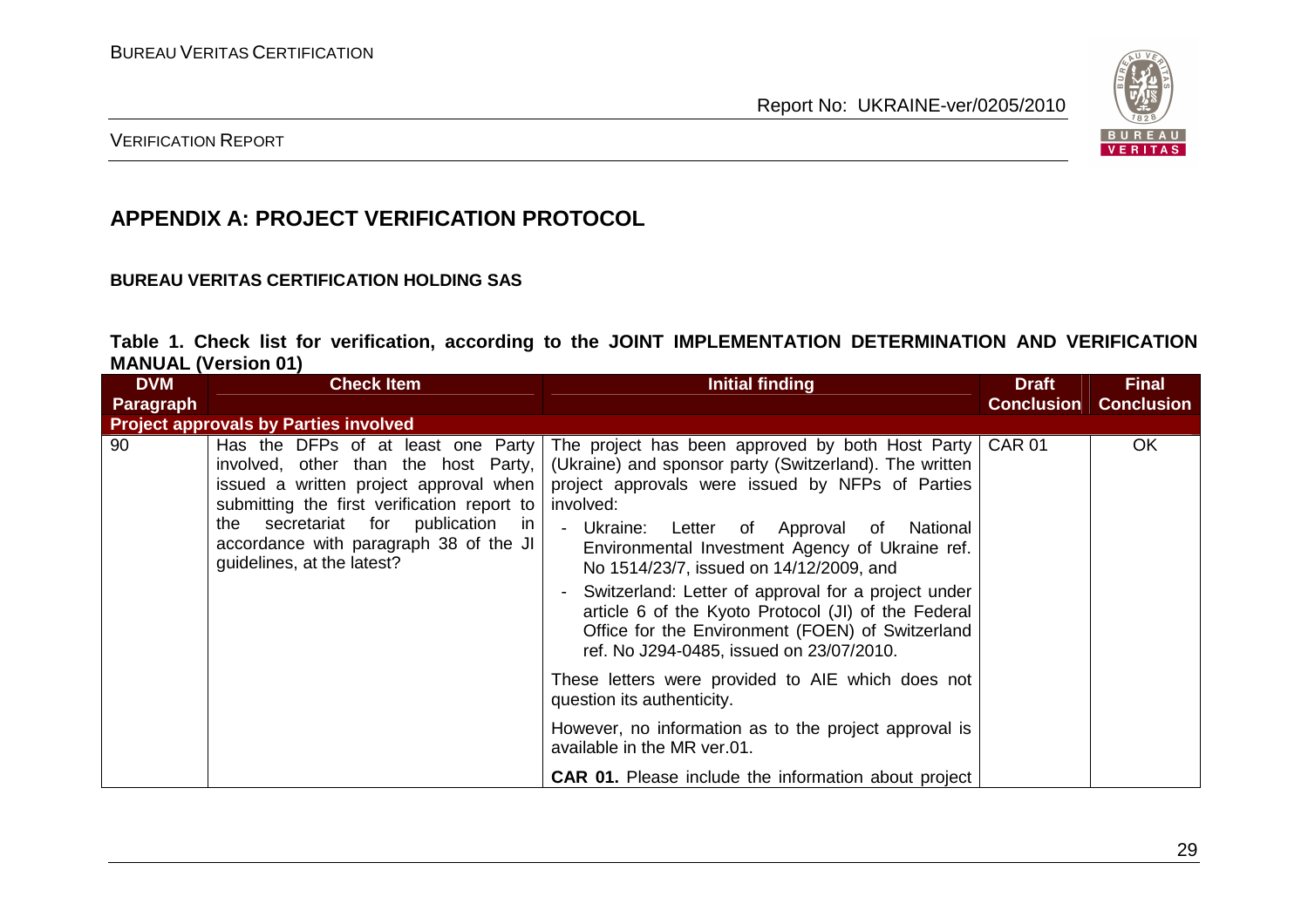## APPENDIX A: PROJECT VERIFICATION PROTOCOL

**BUREAU VERITAS CERTIFICATION HOLDING SAS**

**Table 1. Check list for verification, according to the JOINT IMPLEMENTATION DETERMINATION AND VERIFICATION MANUAL (Version 01)**

| DVM Paragraph | Check Item | Initial finding | Draft Conclusion | Final Conclusion |
|---|---|---|---|---|
| **Project approvals by Parties involved** | | | | |
| 90 | Has the DFPs of at least one Party involved, other than the host Party, issued a written project approval when submitting the first verification report to the secretariat for publication in accordance with paragraph 38 of the JI guidelines, at the latest? | The project has been approved by both Host Party (Ukraine) and sponsor party (Switzerland). The written project approvals were issued by NFPs of Parties involved:<br>- Ukraine: Letter of Approval of National Environmental Investment Agency of Ukraine ref. No 1514/23/7, issued on 14/12/2009, and<br>- Switzerland: Letter of approval for a project under article 6 of the Kyoto Protocol (JI) of the Federal Office for the Environment (FOEN) of Switzerland ref. No J294-0485, issued on 23/07/2010.<br><br>These letters were provided to AIE which does not question its authenticity.<br><br>However, no information as to the project approval is available in the MR ver.01.<br><br>**CAR 01.** Please include the information about project | CAR 01 | OK |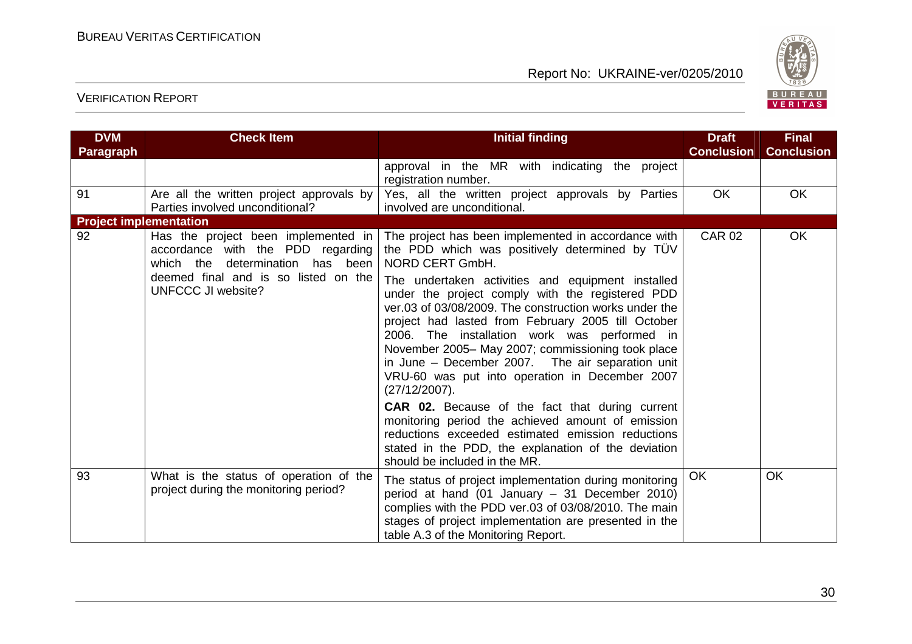| DVM Paragraph | Check Item | Initial finding | Draft Conclusion | Final Conclusion |
|---|---|---|---|---|
| | | approval in the MR with indicating the project registration number. | | |
| 91 | Are all the written project approvals by Parties involved unconditional? | Yes, all the written project approvals by Parties involved are unconditional. | OK | OK |
| **Project implementation** | | | | |
| 92 | Has the project been implemented in accordance with the PDD regarding which the determination has been deemed final and is so listed on the UNFCCC JI website? | The project has been implemented in accordance with the PDD which was positively determined by TÜV NORD CERT GmbH.<br><br>The undertaken activities and equipment installed under the project comply with the registered PDD ver.03 of 03/08/2009. The construction works under the project had lasted from February 2005 till October 2006. The installation work was performed in November 2005– May 2007; commissioning took place in June – December 2007. The air separation unit VRU-60 was put into operation in December 2007 (27/12/2007).<br><br>**CAR 02.** Because of the fact that during current monitoring period the achieved amount of emission reductions exceeded estimated emission reductions stated in the PDD, the explanation of the deviation should be included in the MR. | CAR 02 | OK |
| 93 | What is the status of operation of the project during the monitoring period? | The status of project implementation during monitoring period at hand (01 January – 31 December 2010) complies with the PDD ver.03 of 03/08/2010. The main stages of project implementation are presented in the table A.3 of the Monitoring Report. | OK | OK |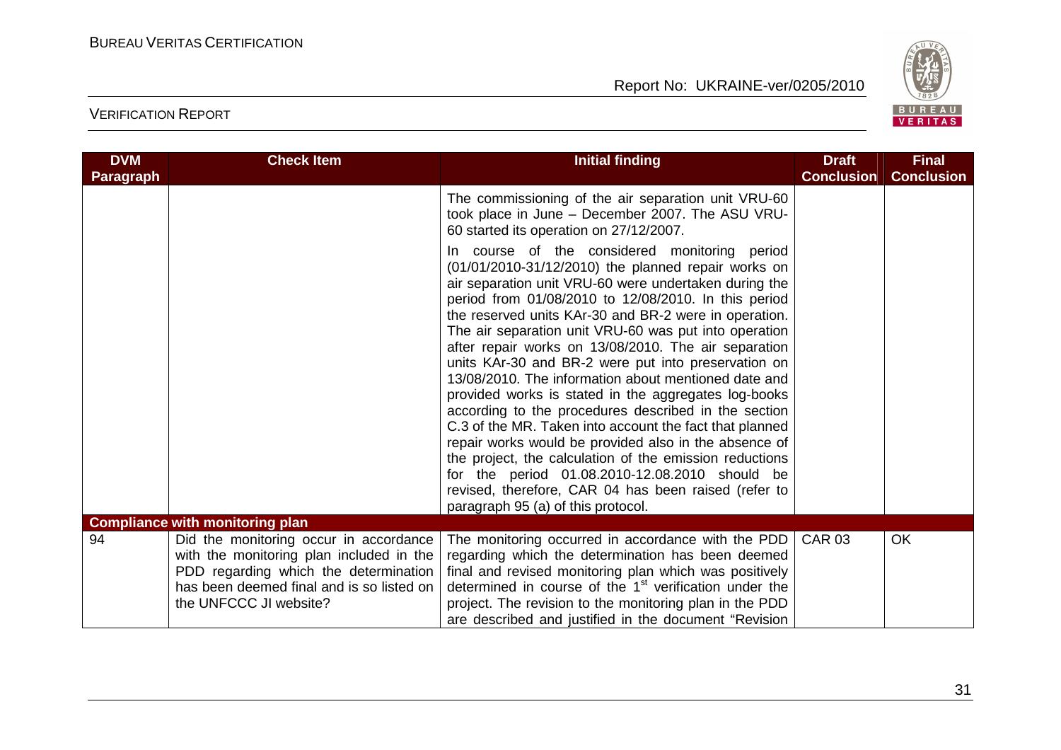| DVM Paragraph | Check Item | Initial finding | Draft Conclusion | Final Conclusion |
|---|---|---|---|---|
| | | The commissioning of the air separation unit VRU-60 took place in June – December 2007. The ASU VRU-60 started its operation on 27/12/2007.<br><br>In course of the considered monitoring period (01/01/2010-31/12/2010) the planned repair works on air separation unit VRU-60 were undertaken during the period from 01/08/2010 to 12/08/2010. In this period the reserved units KAr-30 and BR-2 were in operation. The air separation unit VRU-60 was put into operation after repair works on 13/08/2010. The air separation units KAr-30 and BR-2 were put into preservation on 13/08/2010. The information about mentioned date and provided works is stated in the aggregates log-books according to the procedures described in the section C.3 of the MR. Taken into account the fact that planned repair works would be provided also in the absence of the project, the calculation of the emission reductions for the period 01.08.2010-12.08.2010 should be revised, therefore, CAR 04 has been raised (refer to paragraph 95 (a) of this protocol. | | |
| **Compliance with monitoring plan** | | | | |
| 94 | Did the monitoring occur in accordance with the monitoring plan included in the PDD regarding which the determination has been deemed final and is so listed on the UNFCCC JI website? | The monitoring occurred in accordance with the PDD regarding which the determination has been deemed final and revised monitoring plan which was positively determined in course of the 1st verification under the project. The revision to the monitoring plan in the PDD are described and justified in the document "Revision | CAR 03 | OK |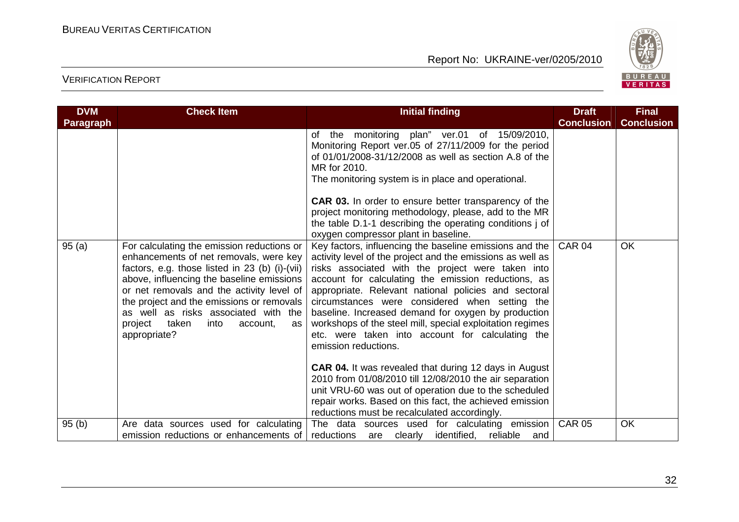| DVM Paragraph | Check Item | Initial finding | Draft Conclusion | Final Conclusion |
|---|---|---|---|---|
| | | of the monitoring plan" ver.01 of 15/09/2010, Monitoring Report ver.05 of 27/11/2009 for the period of 01/01/2008-31/12/2008 as well as section A.8 of the MR for 2010.<br>The monitoring system is in place and operational.<br><br>**CAR 03.** In order to ensure better transparency of the project monitoring methodology, please, add to the MR the table D.1-1 describing the operating conditions j of oxygen compressor plant in baseline. | | |
| 95 (a) | For calculating the emission reductions or enhancements of net removals, were key factors, e.g. those listed in 23 (b) (i)-(vii) above, influencing the baseline emissions or net removals and the activity level of the project and the emissions or removals as well as risks associated with the project taken into account, as appropriate? | Key factors, influencing the baseline emissions and the activity level of the project and the emissions as well as risks associated with the project were taken into account for calculating the emission reductions, as appropriate. Relevant national policies and sectoral circumstances were considered when setting the baseline. Increased demand for oxygen by production workshops of the steel mill, special exploitation regimes etc. were taken into account for calculating the emission reductions.<br><br>**CAR 04.** It was revealed that during 12 days in August 2010 from 01/08/2010 till 12/08/2010 the air separation unit VRU-60 was out of operation due to the scheduled repair works. Based on this fact, the achieved emission reductions must be recalculated accordingly. | CAR 04 | OK |
| 95 (b) | Are data sources used for calculating emission reductions or enhancements of | The data sources used for calculating emission reductions are clearly identified, reliable and | CAR 05 | OK |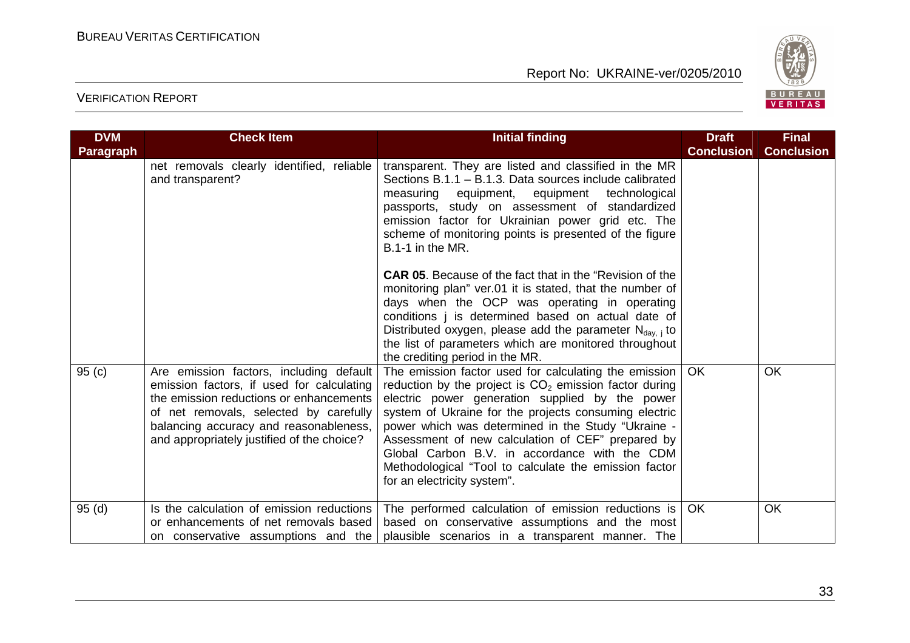| DVM Paragraph | Check Item | Initial finding | Draft Conclusion | Final Conclusion |
|---|---|---|---|---|
| | net removals clearly identified, reliable and transparent? | transparent. They are listed and classified in the MR Sections B.1.1 – B.1.3. Data sources include calibrated measuring equipment, equipment technological passports, study on assessment of standardized emission factor for Ukrainian power grid etc. The scheme of monitoring points is presented of the figure B.1-1 in the MR.<br><br>**CAR 05**. Because of the fact that in the "Revision of the monitoring plan" ver.01 it is stated, that the number of days when the OCP was operating in operating conditions j is determined based on actual date of Distributed oxygen, please add the parameter $N_{day,\ j}$ to the list of parameters which are monitored throughout the crediting period in the MR. | | |
| 95 (c) | Are emission factors, including default emission factors, if used for calculating the emission reductions or enhancements of net removals, selected by carefully balancing accuracy and reasonableness, and appropriately justified of the choice? | The emission factor used for calculating the emission reduction by the project is $CO_2$ emission factor during electric power generation supplied by the power system of Ukraine for the projects consuming electric power which was determined in the Study "Ukraine - Assessment of new calculation of CEF" prepared by Global Carbon B.V. in accordance with the CDM Methodological "Tool to calculate the emission factor for an electricity system". | OK | OK |
| 95 (d) | Is the calculation of emission reductions or enhancements of net removals based on conservative assumptions and the | The performed calculation of emission reductions is based on conservative assumptions and the most plausible scenarios in a transparent manner. The | OK | OK |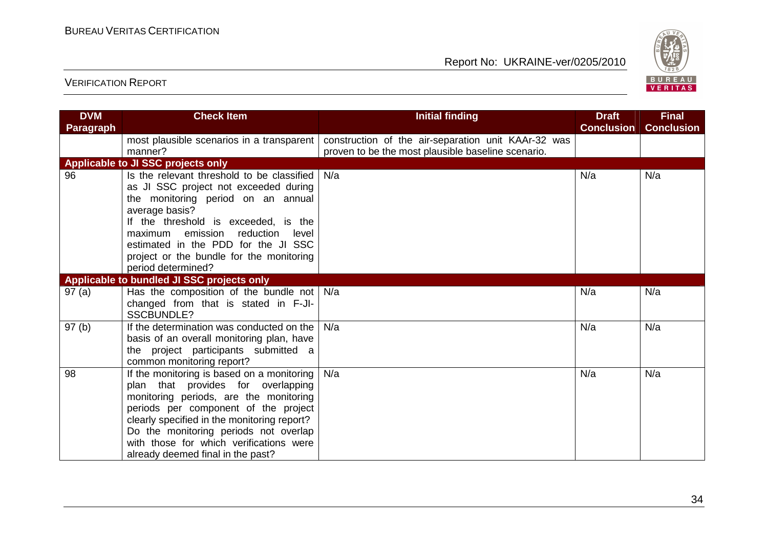| DVM Paragraph | Check Item | Initial finding | Draft Conclusion | Final Conclusion |
|---|---|---|---|---|
| | most plausible scenarios in a transparent manner? | construction of the air-separation unit KAAr-32 was proven to be the most plausible baseline scenario. | | |
| **Applicable to JI SSC projects only** | | | | |
| 96 | Is the relevant threshold to be classified as JI SSC project not exceeded during the monitoring period on an annual average basis?<br>If the threshold is exceeded, is the maximum emission reduction level estimated in the PDD for the JI SSC project or the bundle for the monitoring period determined? | N/a | N/a | N/a |
| **Applicable to bundled JI SSC projects only** | | | | |
| 97 (a) | Has the composition of the bundle not changed from that is stated in F-JI-SSCBUNDLE? | N/a | N/a | N/a |
| 97 (b) | If the determination was conducted on the basis of an overall monitoring plan, have the project participants submitted a common monitoring report? | N/a | N/a | N/a |
| 98 | If the monitoring is based on a monitoring plan that provides for overlapping monitoring periods, are the monitoring periods per component of the project clearly specified in the monitoring report?<br>Do the monitoring periods not overlap with those for which verifications were already deemed final in the past? | N/a | N/a | N/a |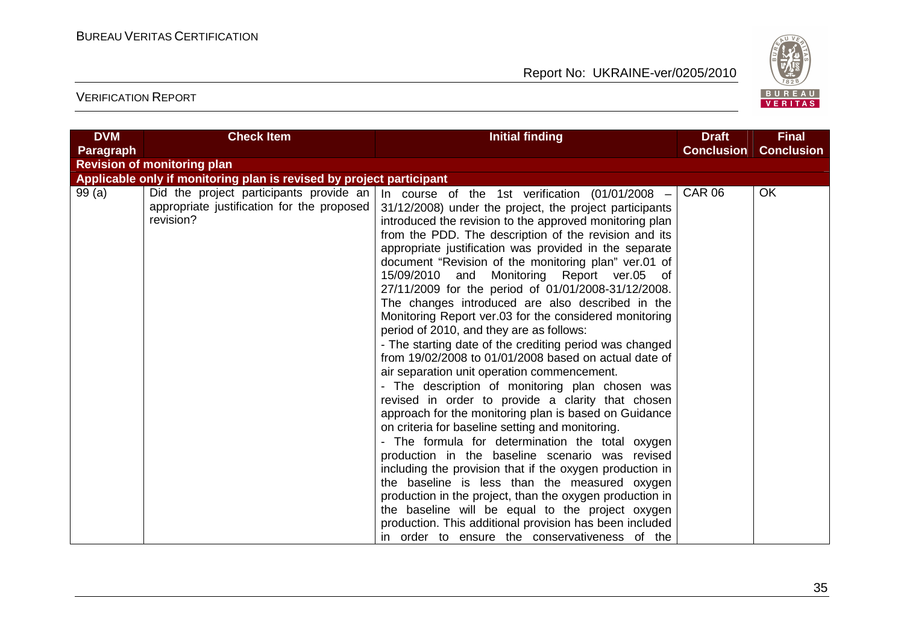| DVM Paragraph | Check Item | Initial finding | Draft Conclusion | Final Conclusion |
|---|---|---|---|---|
| **Revision of monitoring plan** | | | | |
| **Applicable only if monitoring plan is revised by project participant** | | | | |
| 99 (a) | Did the project participants provide an appropriate justification for the proposed revision? | In course of the 1st verification (01/01/2008 – 31/12/2008) under the project, the project participants introduced the revision to the approved monitoring plan from the PDD. The description of the revision and its appropriate justification was provided in the separate document "Revision of the monitoring plan" ver.01 of 15/09/2010 and Monitoring Report ver.05 of 27/11/2009 for the period of 01/01/2008-31/12/2008. The changes introduced are also described in the Monitoring Report ver.03 for the considered monitoring period of 2010, and they are as follows:<br>- The starting date of the crediting period was changed from 19/02/2008 to 01/01/2008 based on actual date of air separation unit operation commencement.<br>- The description of monitoring plan chosen was revised in order to provide a clarity that chosen approach for the monitoring plan is based on Guidance on criteria for baseline setting and monitoring.<br>- The formula for determination the total oxygen production in the baseline scenario was revised including the provision that if the oxygen production in the baseline is less than the measured oxygen production in the project, than the oxygen production in the baseline will be equal to the project oxygen production. This additional provision has been included in order to ensure the conservativeness of the | CAR 06 | OK |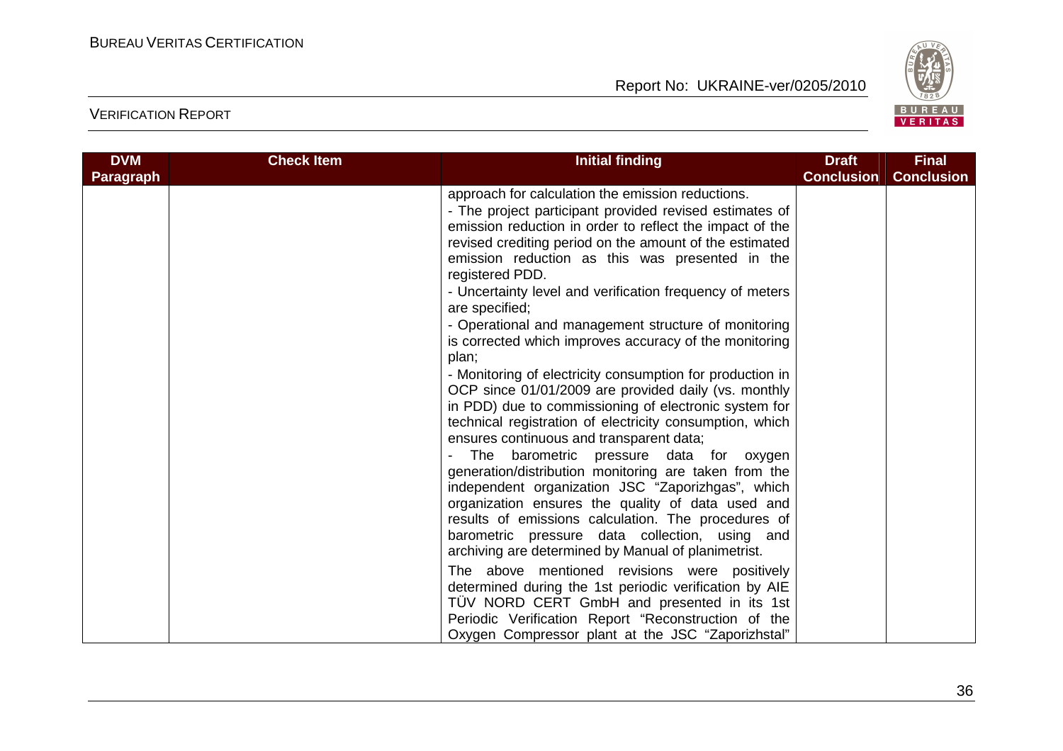| DVM Paragraph | Check Item | Initial finding | Draft Conclusion | Final Conclusion |
|---|---|---|---|---|
| | | approach for calculation the emission reductions.<br>- The project participant provided revised estimates of emission reduction in order to reflect the impact of the revised crediting period on the amount of the estimated emission reduction as this was presented in the registered PDD.<br>- Uncertainty level and verification frequency of meters are specified;<br>- Operational and management structure of monitoring is corrected which improves accuracy of the monitoring plan;<br>- Monitoring of electricity consumption for production in OCP since 01/01/2009 are provided daily (vs. monthly in PDD) due to commissioning of electronic system for technical registration of electricity consumption, which ensures continuous and transparent data;<br>- The barometric pressure data for oxygen generation/distribution monitoring are taken from the independent organization JSC "Zaporizhgas", which organization ensures the quality of data used and results of emissions calculation. The procedures of barometric pressure data collection, using and archiving are determined by Manual of planimetrist.<br>The above mentioned revisions were positively determined during the 1st periodic verification by AIE TÜV NORD CERT GmbH and presented in its 1st Periodic Verification Report "Reconstruction of the Oxygen Compressor plant at the JSC "Zaporizhstal" | | |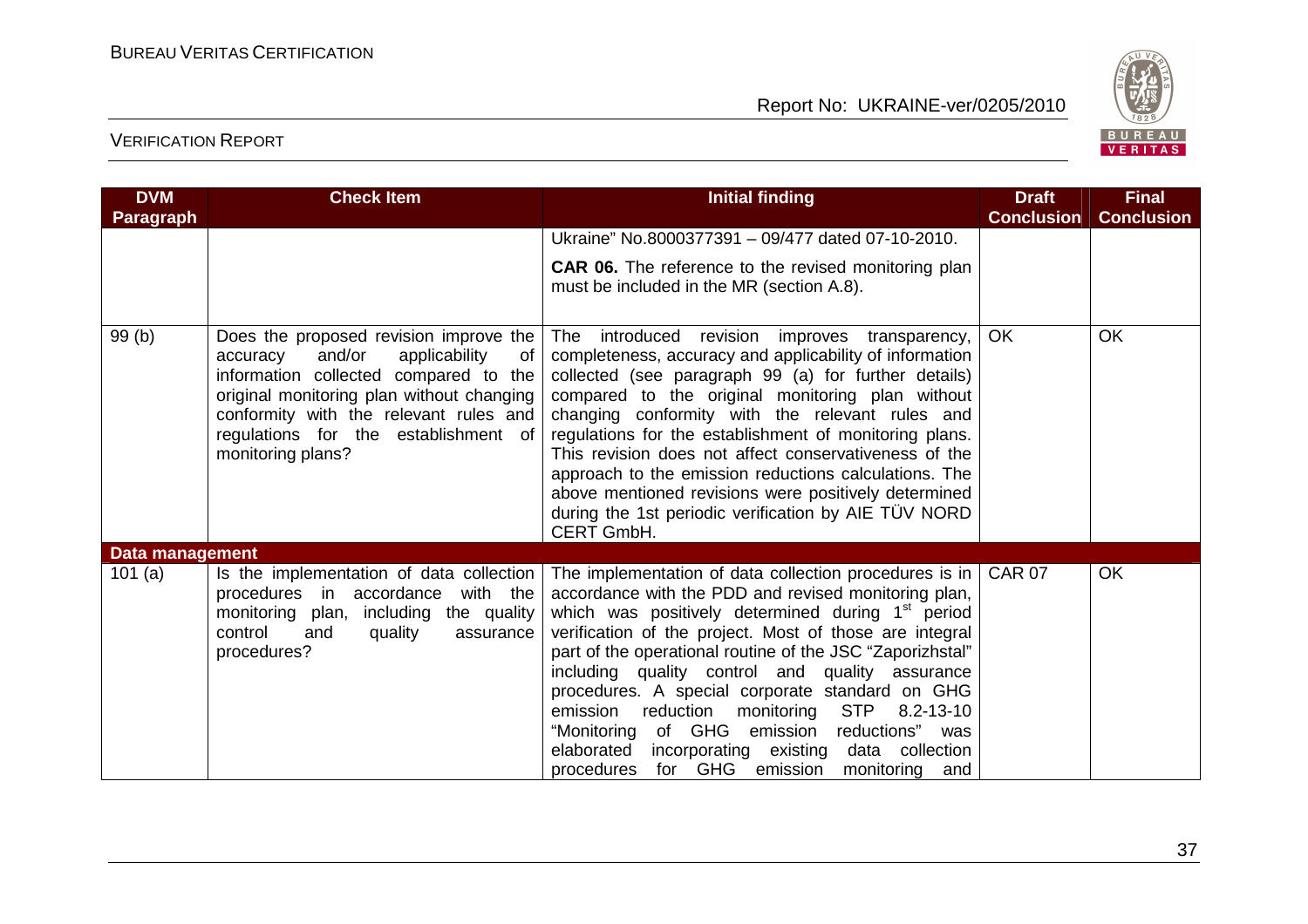| DVM Paragraph | Check Item | Initial finding | Draft Conclusion | Final Conclusion |
|---|---|---|---|---|
| | | Ukraine" No.8000377391 – 09/477 dated 07-10-2010. **CAR 06.** The reference to the revised monitoring plan must be included in the MR (section A.8). | | |
| 99 (b) | Does the proposed revision improve the accuracy and/or applicability of information collected compared to the original monitoring plan without changing conformity with the relevant rules and regulations for the establishment of monitoring plans? | The introduced revision improves transparency, completeness, accuracy and applicability of information collected (see paragraph 99 (a) for further details) compared to the original monitoring plan without changing conformity with the relevant rules and regulations for the establishment of monitoring plans. This revision does not affect conservativeness of the approach to the emission reductions calculations. The above mentioned revisions were positively determined during the 1st periodic verification by AIE TÜV NORD CERT GmbH. | OK | OK |
| **Data management** | | | | |
| 101 (a) | Is the implementation of data collection procedures in accordance with the monitoring plan, including the quality control and quality assurance procedures? | The implementation of data collection procedures is in accordance with the PDD and revised monitoring plan, which was positively determined during 1st period verification of the project. Most of those are integral part of the operational routine of the JSC "Zaporizhstal" including quality control and quality assurance procedures. A special corporate standard on GHG emission reduction monitoring STP 8.2-13-10 "Monitoring of GHG emission reductions" was elaborated incorporating existing data collection procedures for GHG emission monitoring and | CAR 07 | OK |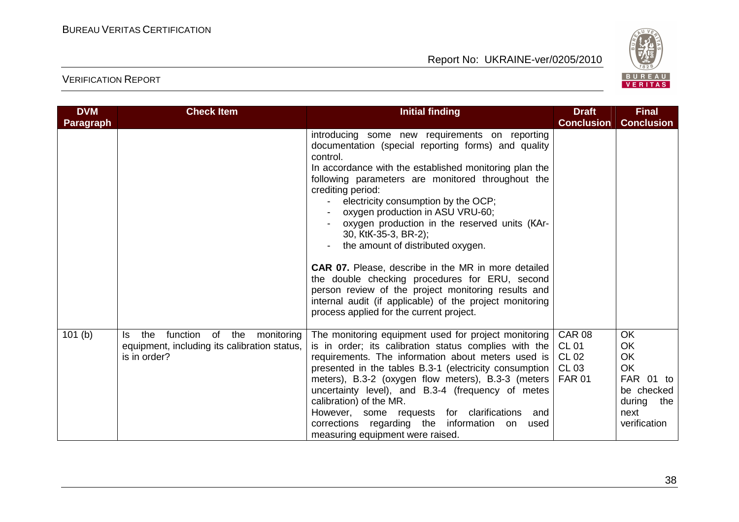| DVM Paragraph | Check Item | Initial finding | Draft Conclusion | Final Conclusion |
|---|---|---|---|---|
| | | introducing some new requirements on reporting documentation (special reporting forms) and quality control.<br>In accordance with the established monitoring plan the following parameters are monitored throughout the crediting period:<br>- electricity consumption by the OCP;<br>- oxygen production in ASU VRU-60;<br>- oxygen production in the reserved units (KAr-30, KtK-35-3, BR-2);<br>- the amount of distributed oxygen.<br><br>**CAR 07.** Please, describe in the MR in more detailed the double checking procedures for ERU, second person review of the project monitoring results and internal audit (if applicable) of the project monitoring process applied for the current project. | | |
| 101 (b) | Is the function of the monitoring equipment, including its calibration status, is in order? | The monitoring equipment used for project monitoring is in order; its calibration status complies with the requirements. The information about meters used is presented in the tables B.3-1 (electricity consumption meters), B.3-2 (oxygen flow meters), B.3-3 (meters uncertainty level), and B.3-4 (frequency of metes calibration) of the MR.<br>However, some requests for clarifications and corrections regarding the information on used measuring equipment were raised. | CAR 08<br>CL 01<br>CL 02<br>CL 03<br>FAR 01 | OK<br>OK<br>OK<br>OK<br>FAR 01 to be checked during the next verification |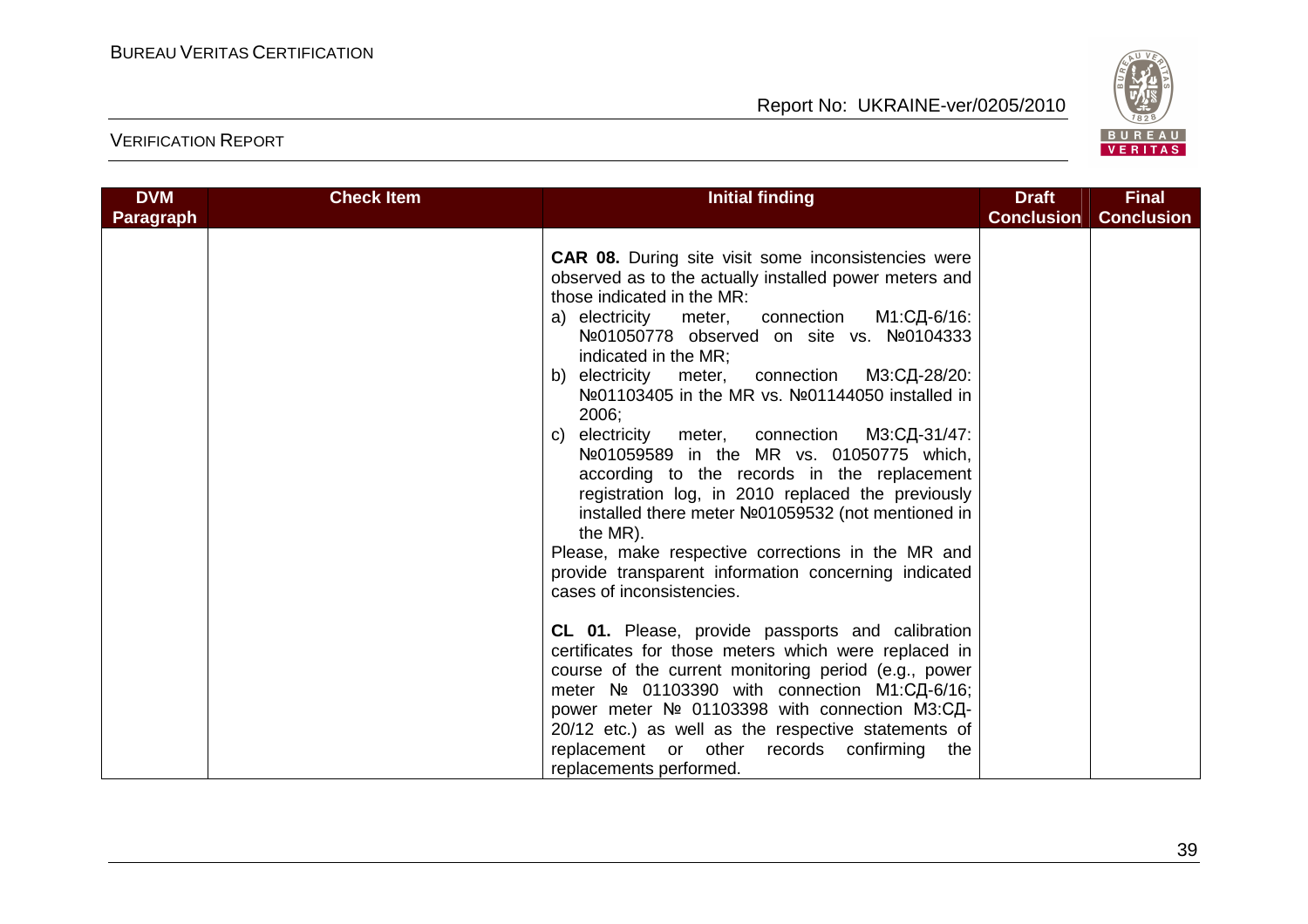| DVM Paragraph | Check Item | Initial finding | Draft Conclusion | Final Conclusion |
|---|---|---|---|---|
| | | **CAR 08.** During site visit some inconsistencies were observed as to the actually installed power meters and those indicated in the MR:<br>a) electricity meter, connection М1:СД-6/16: №01050778 observed on site vs. №0104333 indicated in the MR;<br>b) electricity meter, connection М3:СД-28/20: №01103405 in the MR vs. №01144050 installed in 2006;<br>c) electricity meter, connection М3:СД-31/47: №01059589 in the MR vs. 01050775 which, according to the records in the replacement registration log, in 2010 replaced the previously installed there meter №01059532 (not mentioned in the MR).<br>Please, make respective corrections in the MR and provide transparent information concerning indicated cases of inconsistencies.<br><br>**CL 01.** Please, provide passports and calibration certificates for those meters which were replaced in course of the current monitoring period (e.g., power meter № 01103390 with connection М1:СД-6/16; power meter № 01103398 with connection М3:СД-20/12 etc.) as well as the respective statements of replacement or other records confirming the replacements performed. | | |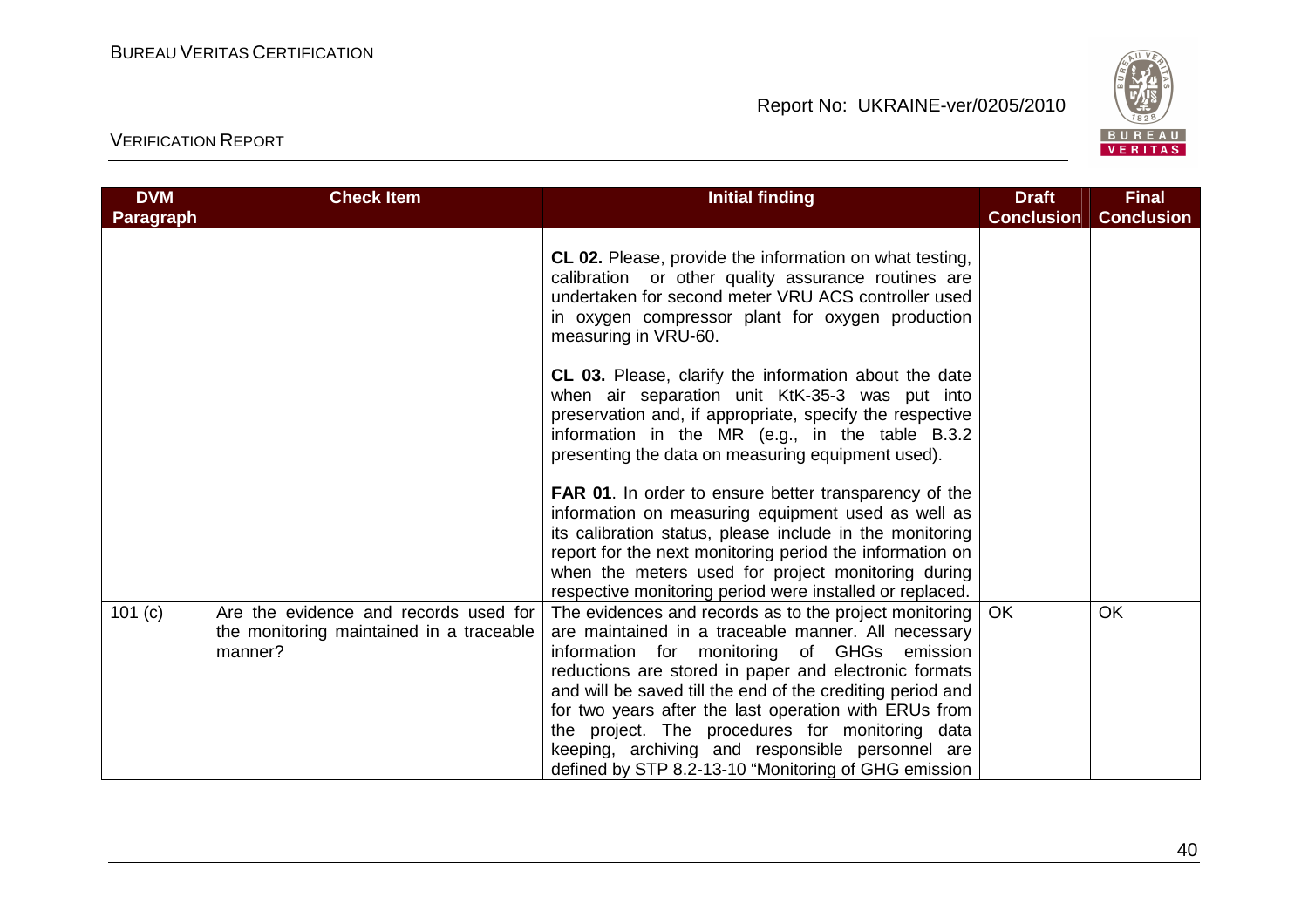| DVM Paragraph | Check Item | Initial finding | Draft Conclusion | Final Conclusion |
|---|---|---|---|---|
| | | **CL 02.** Please, provide the information on what testing, calibration or other quality assurance routines are undertaken for second meter VRU ACS controller used in oxygen compressor plant for oxygen production measuring in VRU-60.<br><br>**CL 03.** Please, clarify the information about the date when air separation unit KtK-35-3 was put into preservation and, if appropriate, specify the respective information in the MR (e.g., in the table B.3.2 presenting the data on measuring equipment used).<br><br>**FAR 01**. In order to ensure better transparency of the information on measuring equipment used as well as its calibration status, please include in the monitoring report for the next monitoring period the information on when the meters used for project monitoring during respective monitoring period were installed or replaced. | | |
| 101 (c) | Are the evidence and records used for the monitoring maintained in a traceable manner? | The evidences and records as to the project monitoring are maintained in a traceable manner. All necessary information for monitoring of GHGs emission reductions are stored in paper and electronic formats and will be saved till the end of the crediting period and for two years after the last operation with ERUs from the project. The procedures for monitoring data keeping, archiving and responsible personnel are defined by STP 8.2-13-10 "Monitoring of GHG emission | OK | OK |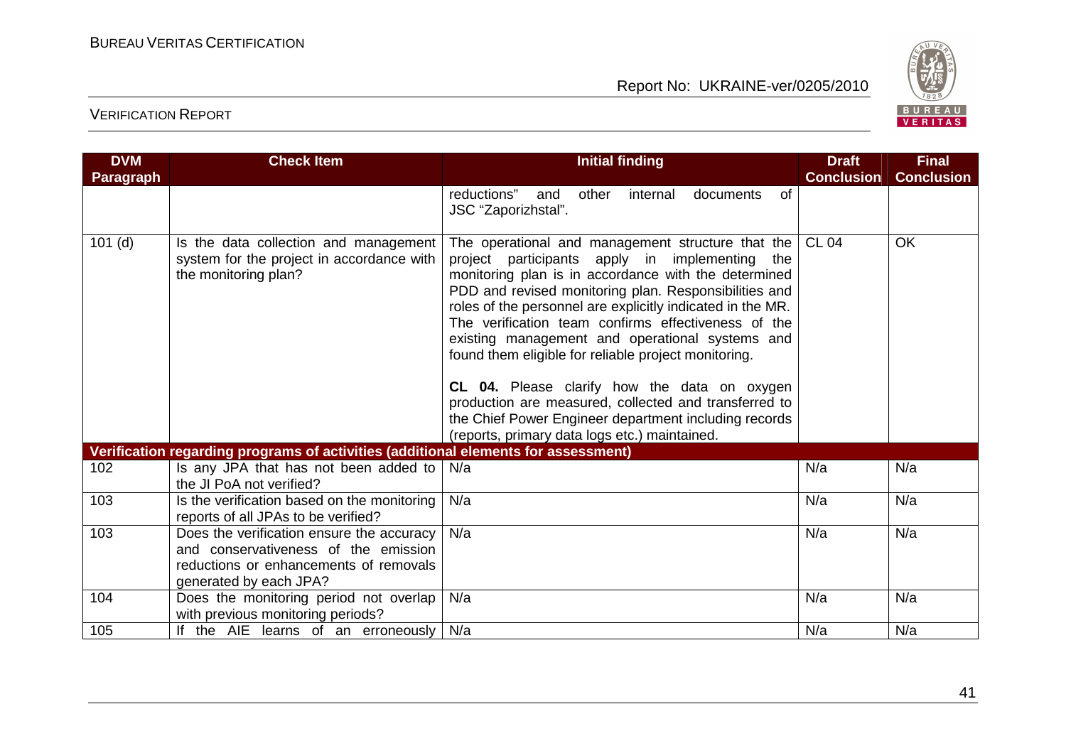| DVM Paragraph | Check Item | Initial finding | Draft Conclusion | Final Conclusion |
|---|---|---|---|---|
| | | reductions" and other internal documents of JSC "Zaporizhstal". | | |
| 101 (d) | Is the data collection and management system for the project in accordance with the monitoring plan? | The operational and management structure that the project participants apply in implementing the monitoring plan is in accordance with the determined PDD and revised monitoring plan. Responsibilities and roles of the personnel are explicitly indicated in the MR. The verification team confirms effectiveness of the existing management and operational systems and found them eligible for reliable project monitoring.<br><br>**CL 04.** Please clarify how the data on oxygen production are measured, collected and transferred to the Chief Power Engineer department including records (reports, primary data logs etc.) maintained. | CL 04 | OK |
| **Verification regarding programs of activities (additional elements for assessment)** | | | | |
| 102 | Is any JPA that has not been added to the JI PoA not verified? | N/a | N/a | N/a |
| 103 | Is the verification based on the monitoring reports of all JPAs to be verified? | N/a | N/a | N/a |
| 103 | Does the verification ensure the accuracy and conservativeness of the emission reductions or enhancements of removals generated by each JPA? | N/a | N/a | N/a |
| 104 | Does the monitoring period not overlap with previous monitoring periods? | N/a | N/a | N/a |
| 105 | If the AIE learns of an erroneously | N/a | N/a | N/a |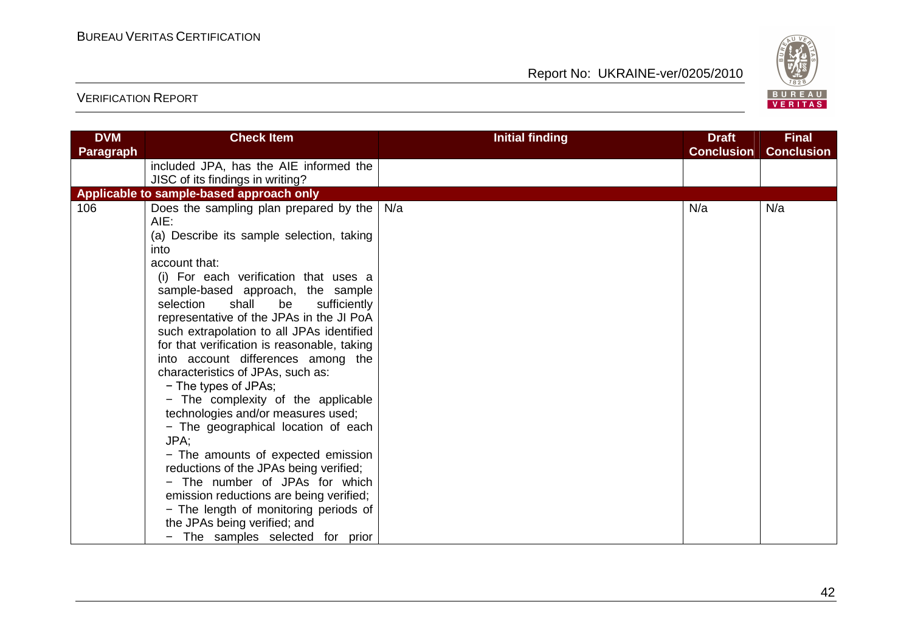| DVM Paragraph | Check Item | Initial finding | Draft Conclusion | Final Conclusion |
|---|---|---|---|---|
| | included JPA, has the AIE informed the JISC of its findings in writing? | | | |
| **Applicable to sample-based approach only** | | | | |
| 106 | Does the sampling plan prepared by the AIE:<br>(a) Describe its sample selection, taking into account that:<br>(i) For each verification that uses a sample-based approach, the sample selection shall be sufficiently representative of the JPAs in the JI PoA such extrapolation to all JPAs identified for that verification is reasonable, taking into account differences among the characteristics of JPAs, such as:<br>− The types of JPAs;<br>− The complexity of the applicable technologies and/or measures used;<br>− The geographical location of each JPA;<br>− The amounts of expected emission reductions of the JPAs being verified;<br>− The number of JPAs for which emission reductions are being verified;<br>− The length of monitoring periods of the JPAs being verified; and<br>− The samples selected for prior | N/a | N/a | N/a |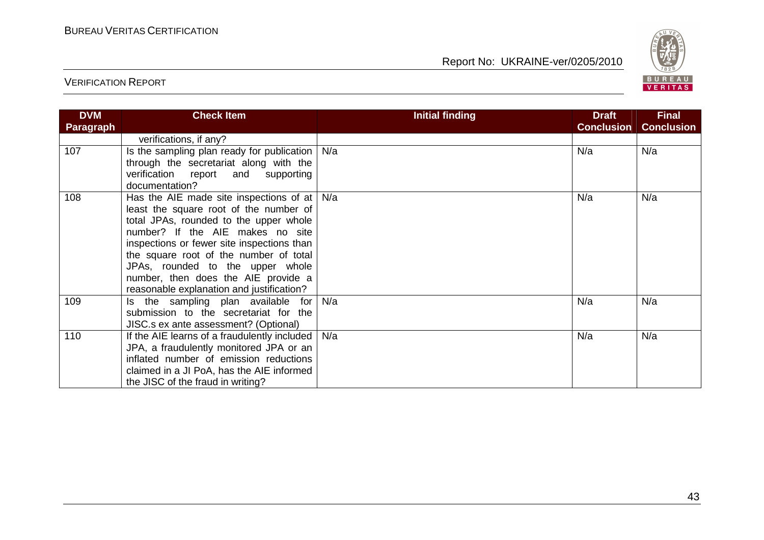| DVM Paragraph | Check Item | Initial finding | Draft Conclusion | Final Conclusion |
|---|---|---|---|---|
| | verifications, if any? | | | |
| 107 | Is the sampling plan ready for publication through the secretariat along with the verification report and supporting documentation? | N/a | N/a | N/a |
| 108 | Has the AIE made site inspections of at least the square root of the number of total JPAs, rounded to the upper whole number? If the AIE makes no site inspections or fewer site inspections than the square root of the number of total JPAs, rounded to the upper whole number, then does the AIE provide a reasonable explanation and justification? | N/a | N/a | N/a |
| 109 | Is the sampling plan available for submission to the secretariat for the JISC.s ex ante assessment? (Optional) | N/a | N/a | N/a |
| 110 | If the AIE learns of a fraudulently included JPA, a fraudulently monitored JPA or an inflated number of emission reductions claimed in a JI PoA, has the AIE informed the JISC of the fraud in writing? | N/a | N/a | N/a |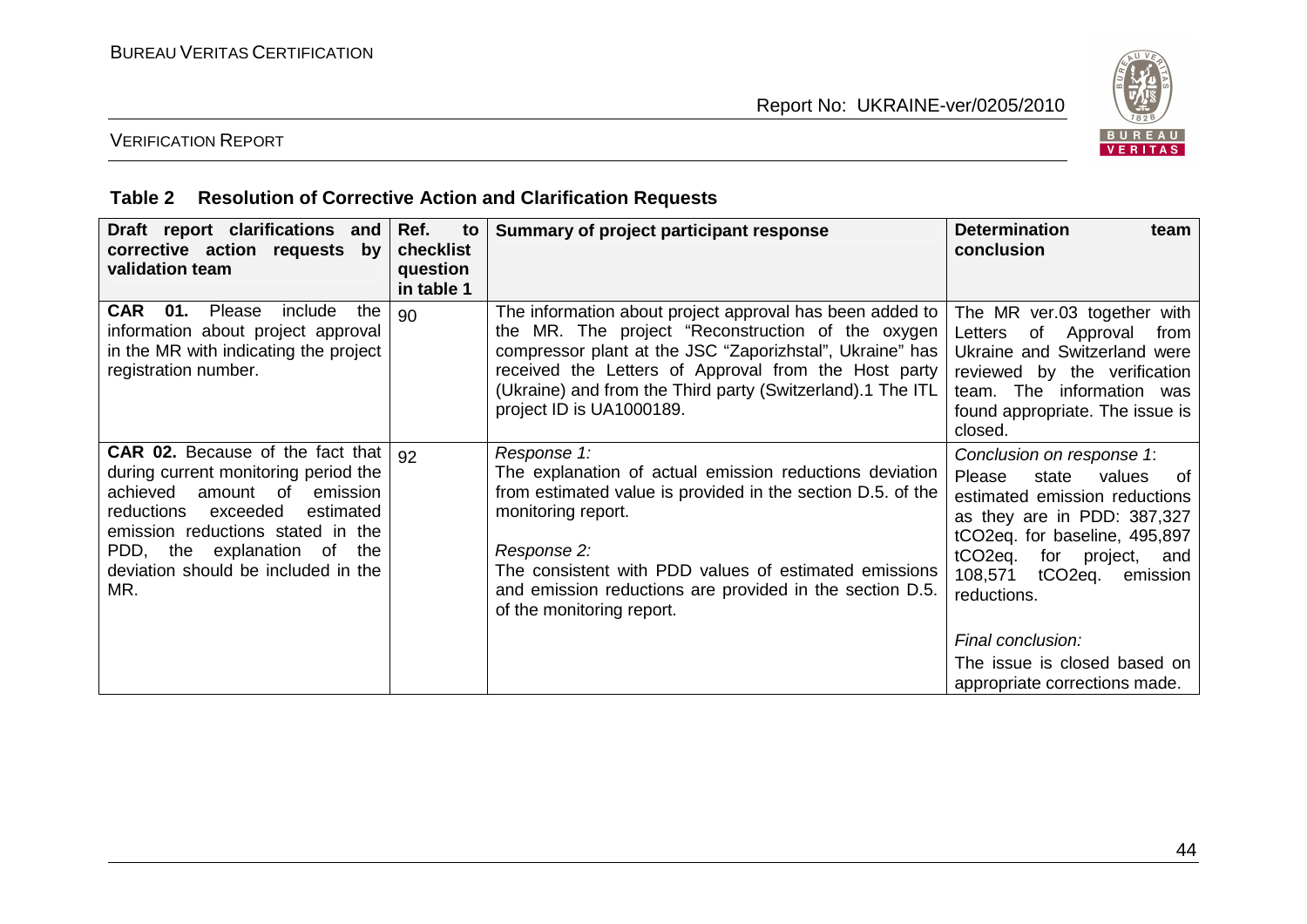**Table 2 Resolution of Corrective Action and Clarification Requests**

| Draft report clarifications and corrective action requests by validation team | Ref. to checklist question in table 1 | Summary of project participant response | Determination team conclusion |
|---|---|---|---|
| **CAR 01.** Please include the information about project approval in the MR with indicating the project registration number. | 90 | The information about project approval has been added to the MR. The project "Reconstruction of the oxygen compressor plant at the JSC "Zaporizhstal", Ukraine" has received the Letters of Approval from the Host party (Ukraine) and from the Third party (Switzerland).1 The ITL project ID is UA1000189. | The MR ver.03 together with Letters of Approval from Ukraine and Switzerland were reviewed by the verification team. The information was found appropriate. The issue is closed. |
| **CAR 02.** Because of the fact that during current monitoring period the achieved amount of emission reductions exceeded estimated emission reductions stated in the PDD, the explanation of the deviation should be included in the MR. | 92 | *Response 1:* The explanation of actual emission reductions deviation from estimated value is provided in the section D.5. of the monitoring report. *Response 2:* The consistent with PDD values of estimated emissions and emission reductions are provided in the section D.5. of the monitoring report. | *Conclusion on response 1*: Please state values of estimated emission reductions as they are in PDD: 387,327 $tCO_2eq$. for baseline, 495,897 $tCO_2eq$. for project, and 108,571 $tCO_2eq$. emission reductions. *Final conclusion:* The issue is closed based on appropriate corrections made. |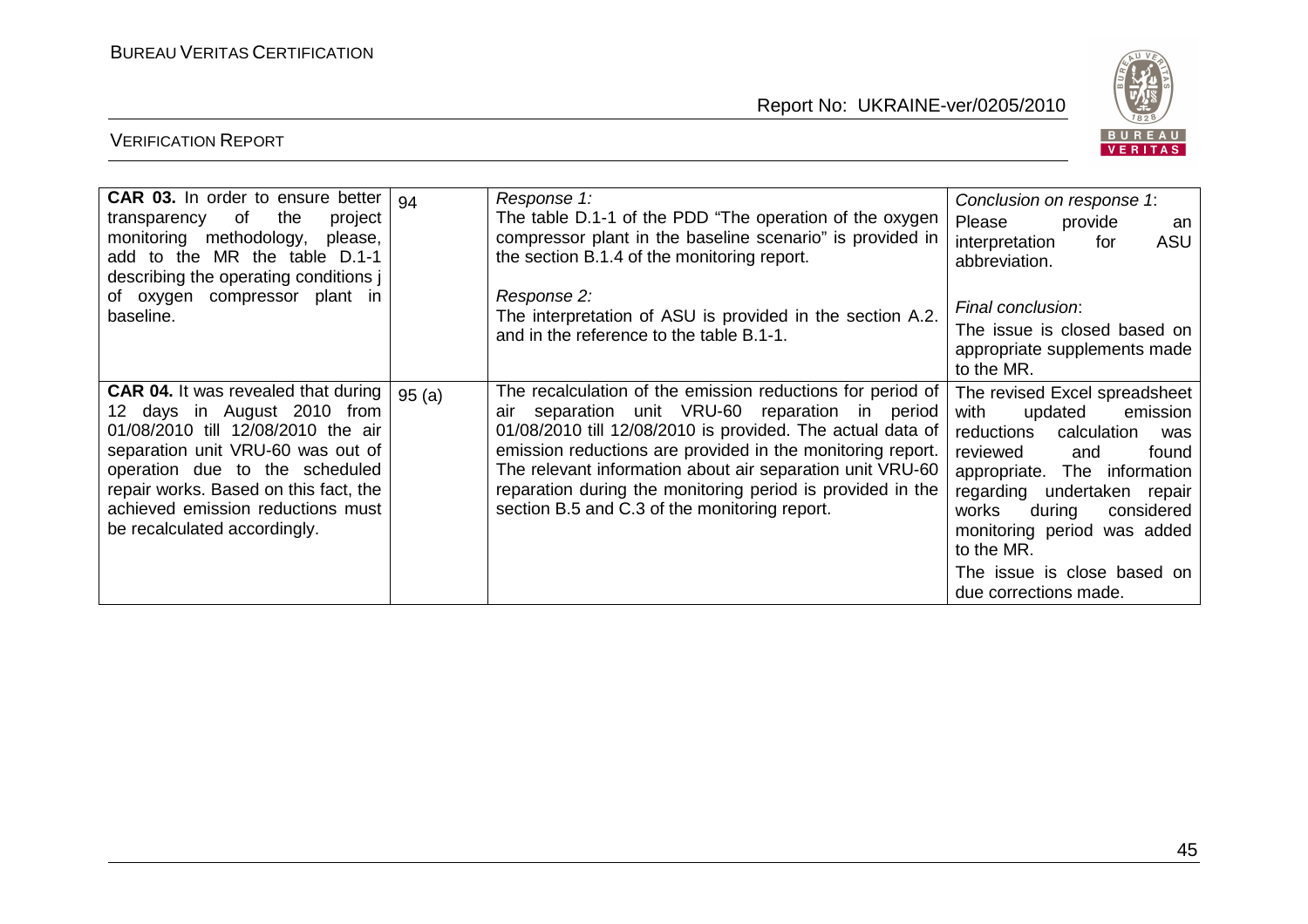| **CAR 03.** In order to ensure better transparency of the project monitoring methodology, please, add to the MR the table D.1-1 describing the operating conditions j of oxygen compressor plant in baseline. | 94 | *Response 1:* The table D.1-1 of the PDD "The operation of the oxygen compressor plant in the baseline scenario" is provided in the section B.1.4 of the monitoring report. *Response 2:* The interpretation of ASU is provided in the section A.2. and in the reference to the table B.1-1. | *Conclusion on response 1*: Please provide an interpretation for ASU abbreviation. *Final conclusion*: The issue is closed based on appropriate supplements made to the MR. |
|---|---|---|---|
| **CAR 04.** It was revealed that during 12 days in August 2010 from 01/08/2010 till 12/08/2010 the air separation unit VRU-60 was out of operation due to the scheduled repair works. Based on this fact, the achieved emission reductions must be recalculated accordingly. | 95 (a) | The recalculation of the emission reductions for period of air separation unit VRU-60 reparation in period 01/08/2010 till 12/08/2010 is provided. The actual data of emission reductions are provided in the monitoring report. The relevant information about air separation unit VRU-60 reparation during the monitoring period is provided in the section B.5 and C.3 of the monitoring report. | The revised Excel spreadsheet with updated emission reductions calculation was reviewed and found appropriate. The information regarding undertaken repair works during considered monitoring period was added to the MR. The issue is close based on due corrections made. |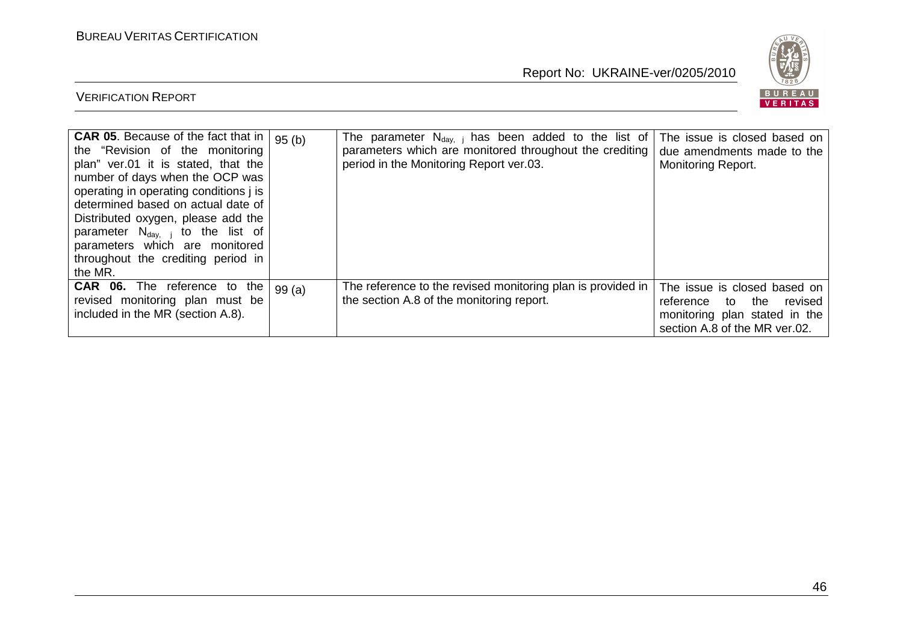| **CAR 05**. Because of the fact that in the "Revision of the monitoring plan" ver.01 it is stated, that the number of days when the OCP was operating in operating conditions j is determined based on actual date of Distributed oxygen, please add the parameter $N_{day,\ j}$ to the list of parameters which are monitored throughout the crediting period in the MR. | 95 (b) | The parameter $N_{day,\ j}$ has been added to the list of parameters which are monitored throughout the crediting period in the Monitoring Report ver.03. | The issue is closed based on due amendments made to the Monitoring Report. |
|---|---|---|---|
| **CAR 06.** The reference to the revised monitoring plan must be included in the MR (section A.8). | 99 (a) | The reference to the revised monitoring plan is provided in the section A.8 of the monitoring report. | The issue is closed based on reference to the revised monitoring plan stated in the section A.8 of the MR ver.02. |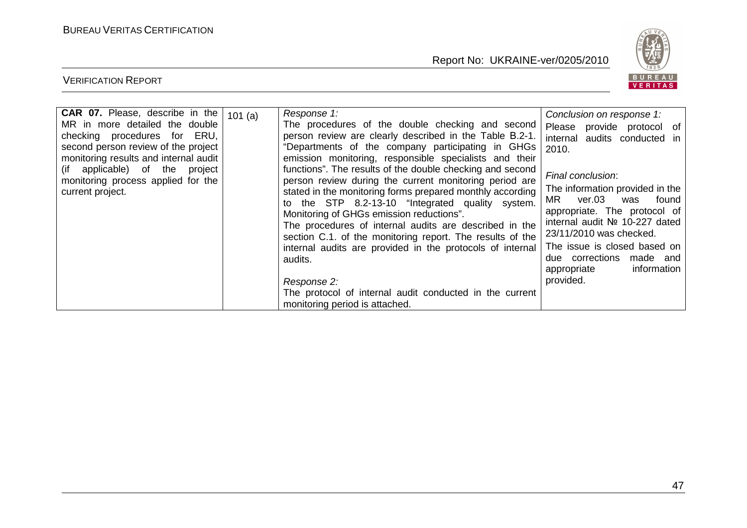| **CAR 07.** Please, describe in the MR in more detailed the double checking procedures for ERU, second person review of the project monitoring results and internal audit (if applicable) of the project monitoring process applied for the current project. | 101 (a) | *Response 1:*<br>The procedures of the double checking and second person review are clearly described in the Table B.2-1. “Departments of the company participating in GHGs emission monitoring, responsible specialists and their functions”. The results of the double checking and second person review during the current monitoring period are stated in the monitoring forms prepared monthly according to the STP 8.2-13-10 “Integrated quality system. Monitoring of GHGs emission reductions”.<br>The procedures of internal audits are described in the section C.1. of the monitoring report. The results of the internal audits are provided in the protocols of internal audits.<br><br>*Response 2:*<br>The protocol of internal audit conducted in the current monitoring period is attached. | *Conclusion on response 1:*<br>Please provide protocol of internal audits conducted in 2010.<br><br>*Final conclusion*:<br>The information provided in the MR ver.03 was found appropriate. The protocol of internal audit № 10-227 dated 23/11/2010 was checked.<br>The issue is closed based on due corrections made and appropriate information provided. |
|---|---|---|---|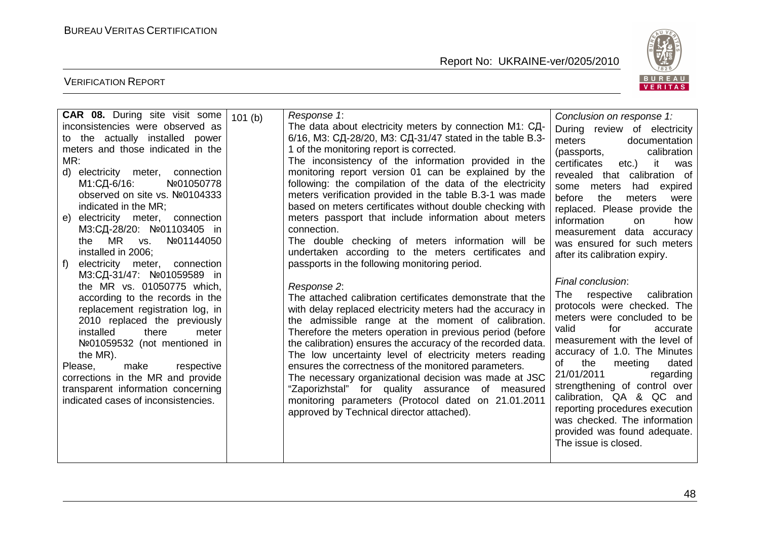| | | | |
|---|---|---|---|
| **CAR 08.** During site visit some inconsistencies were observed as to the actually installed power meters and those indicated in the MR:<br>d) electricity meter, connection M1:СД-6/16: №01050778 observed on site vs. №0104333 indicated in the MR;<br>e) electricity meter, connection M3:СД-28/20: №01103405 in the MR vs. №01144050 installed in 2006;<br>f) electricity meter, connection M3:СД-31/47: №01059589 in the MR vs. 01050775 which, according to the records in the replacement registration log, in 2010 replaced the previously installed there meter №01059532 (not mentioned in the MR).<br>Please, make respective corrections in the MR and provide transparent information concerning indicated cases of inconsistencies. | 101 (b) | *Response 1*:<br>The data about electricity meters by connection M1: СД-6/16, M3: СД-28/20, M3: СД-31/47 stated in the table B.3-1 of the monitoring report is corrected.<br>The inconsistency of the information provided in the monitoring report version 01 can be explained by the following: the compilation of the data of the electricity meters verification provided in the table B.3-1 was made based on meters certificates without double checking with meters passport that include information about meters connection.<br>The double checking of meters information will be undertaken according to the meters certificates and passports in the following monitoring period.<br><br>*Response 2*:<br>The attached calibration certificates demonstrate that the with delay replaced electricity meters had the accuracy in the admissible range at the moment of calibration. Therefore the meters operation in previous period (before the calibration) ensures the accuracy of the recorded data. The low uncertainty level of electricity meters reading ensures the correctness of the monitored parameters.<br>The necessary organizational decision was made at JSC "Zaporizhstal" for quality assurance of measured monitoring parameters (Protocol dated on 21.01.2011 approved by Technical director attached). | *Conclusion on response 1:*<br>During review of electricity meters documentation (passports, calibration certificates etc.) it was revealed that calibration of some meters had expired before the meters were replaced. Please provide the information on how measurement data accuracy was ensured for such meters after its calibration expiry.<br><br>*Final conclusion*:<br>The respective calibration protocols were checked. The meters were concluded to be valid for accurate measurement with the level of accuracy of 1.0. The Minutes of the meeting dated 21/01/2011 regarding strengthening of control over calibration, QA & QC and reporting procedures execution was checked. The information provided was found adequate. The issue is closed. |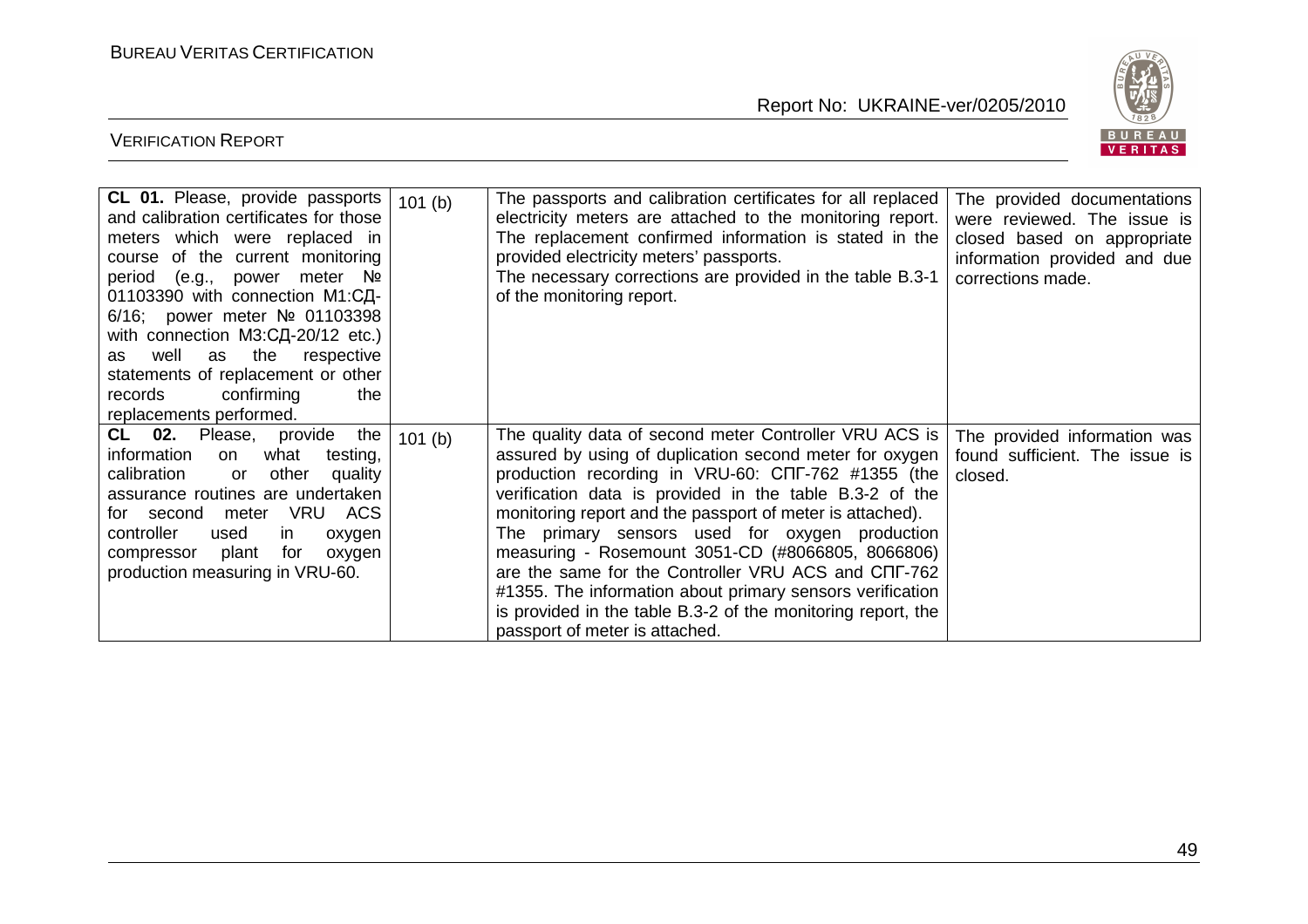| | | | |
|---|---|---|---|
| **CL 01.** Please, provide passports and calibration certificates for those meters which were replaced in course of the current monitoring period (e.g., power meter № 01103390 with connection М1:СД-6/16; power meter № 01103398 with connection М3:СД-20/12 etc.) as well as the respective statements of replacement or other records confirming the replacements performed. | 101 (b) | The passports and calibration certificates for all replaced electricity meters are attached to the monitoring report. The replacement confirmed information is stated in the provided electricity meters' passports.<br>The necessary corrections are provided in the table B.3-1 of the monitoring report. | The provided documentations were reviewed. The issue is closed based on appropriate information provided and due corrections made. |
| **CL 02.** Please, provide the information on what testing, calibration or other quality assurance routines are undertaken for second meter VRU ACS controller used in oxygen compressor plant for oxygen production measuring in VRU-60. | 101 (b) | The quality data of second meter Controller VRU ACS is assured by using of duplication second meter for oxygen production recording in VRU-60: СПГ-762 #1355 (the verification data is provided in the table B.3-2 of the monitoring report and the passport of meter is attached).<br>The primary sensors used for oxygen production measuring - Rosemount 3051-CD (#8066805, 8066806) are the same for the Controller VRU ACS and СПГ-762 #1355. The information about primary sensors verification is provided in the table B.3-2 of the monitoring report, the passport of meter is attached. | The provided information was found sufficient. The issue is closed. |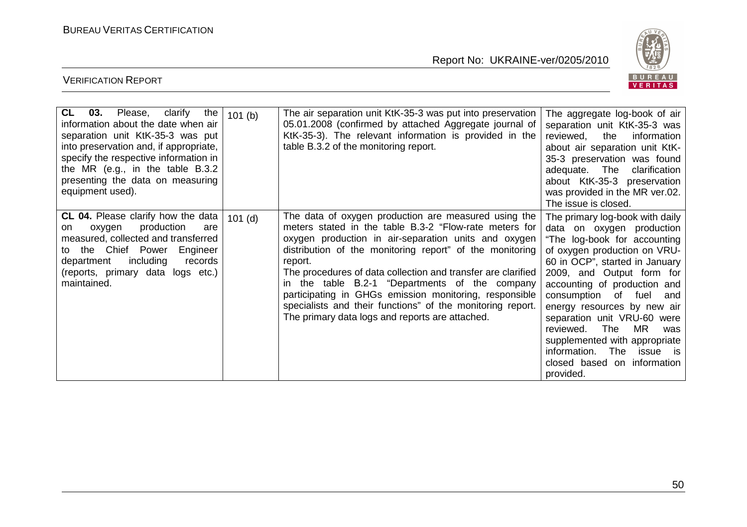| **CL 03.** Please, clarify the information about the date when air separation unit KtK-35-3 was put into preservation and, if appropriate, specify the respective information in the MR (e.g., in the table B.3.2 presenting the data on measuring equipment used). | 101 (b) | The air separation unit KtK-35-3 was put into preservation 05.01.2008 (confirmed by attached Aggregate journal of KtK-35-3). The relevant information is provided in the table B.3.2 of the monitoring report. | The aggregate log-book of air separation unit KtK-35-3 was reviewed, the information about air separation unit KtK-35-3 preservation was found adequate. The clarification about KtK-35-3 preservation was provided in the MR ver.02. The issue is closed. |
|---|---|---|---|
| **CL 04.** Please clarify how the data on oxygen production are measured, collected and transferred to the Chief Power Engineer department including records (reports, primary data logs etc.) maintained. | 101 (d) | The data of oxygen production are measured using the meters stated in the table B.3-2 "Flow-rate meters for oxygen production in air-separation units and oxygen distribution of the monitoring report" of the monitoring report.<br>The procedures of data collection and transfer are clarified in the table B.2-1 "Departments of the company participating in GHGs emission monitoring, responsible specialists and their functions" of the monitoring report.<br>The primary data logs and reports are attached. | The primary log-book with daily data on oxygen production "The log-book for accounting of oxygen production on VRU-60 in OCP", started in January 2009, and Output form for accounting of production and consumption of fuel and energy resources by new air separation unit VRU-60 were reviewed. The MR was supplemented with appropriate information. The issue is closed based on information provided. |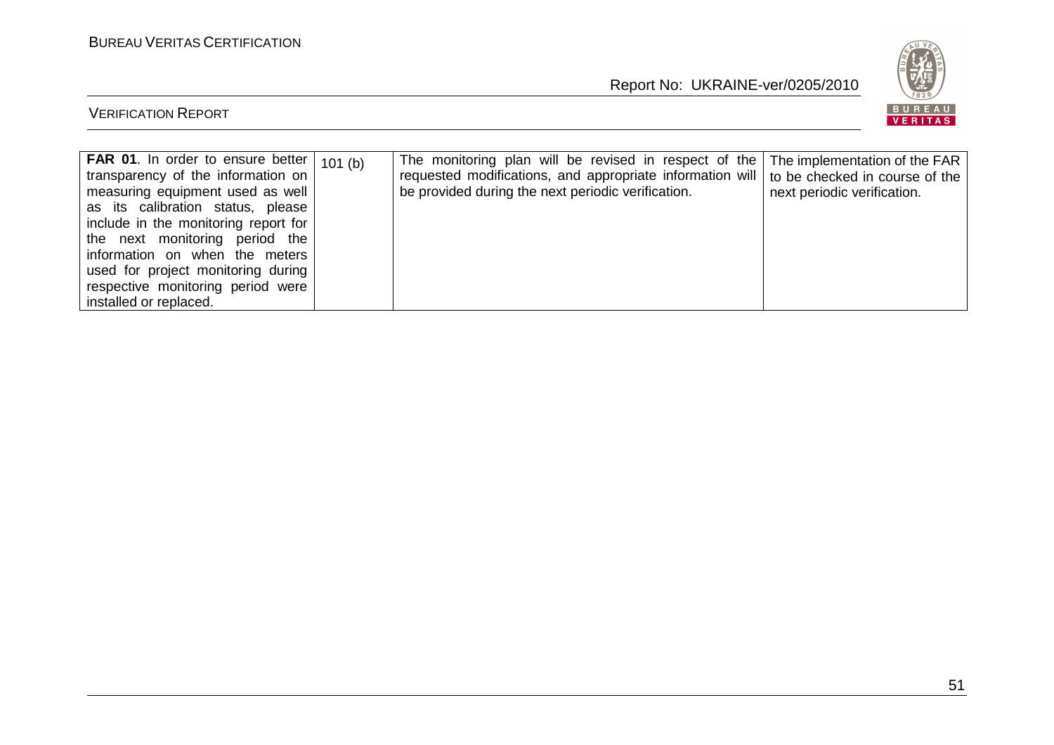| | | | |
|---|---|---|---|
| **FAR 01**. In order to ensure better transparency of the information on measuring equipment used as well as its calibration status, please include in the monitoring report for the next monitoring period the information on when the meters used for project monitoring during respective monitoring period were installed or replaced. | 101 (b) | The monitoring plan will be revised in respect of the requested modifications, and appropriate information will be provided during the next periodic verification. | The implementation of the FAR to be checked in course of the next periodic verification. |